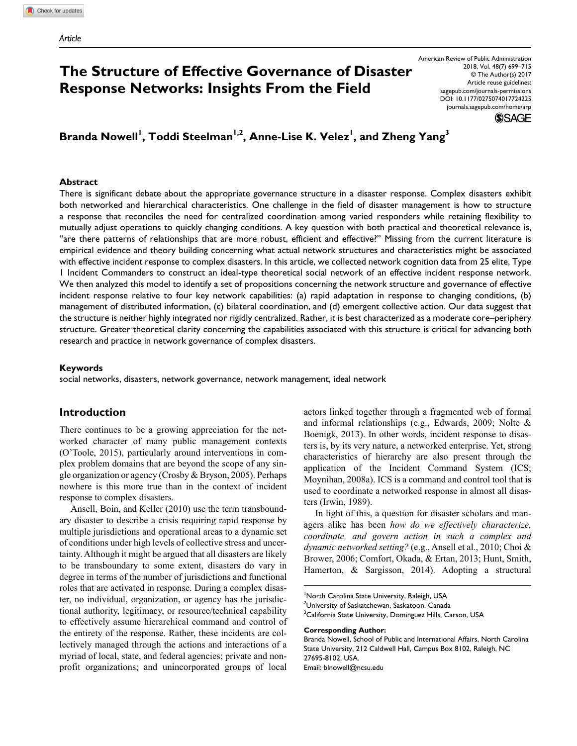Article

# The Structure of Effective Governance of Disaster Response Networks: Insights From the Field

American Review of Public Administration
2018, Vol. 48(7) 699–715
© The Author(s) 2017
Article reuse guidelines:
sagepub.com/journals-permissions
DOI: 10.1177/0275074017724225
journals.sagepub.com/home/arp

**Branda Nowell[1], Toddi Steelman[1,2], Anne-Lise K. Velez[1], and Zheng Yang[3]**

## Abstract

There is significant debate about the appropriate governance structure in a disaster response. Complex disasters exhibit both networked and hierarchical characteristics. One challenge in the field of disaster management is how to structure a response that reconciles the need for centralized coordination among varied responders while retaining flexibility to mutually adjust operations to quickly changing conditions. A key question with both practical and theoretical relevance is, "are there patterns of relationships that are more robust, efficient and effective?" Missing from the current literature is empirical evidence and theory building concerning what actual network structures and characteristics might be associated with effective incident response to complex disasters. In this article, we collected network cognition data from 25 elite, Type 1 Incident Commanders to construct an ideal-type theoretical social network of an effective incident response network. We then analyzed this model to identify a set of propositions concerning the network structure and governance of effective incident response relative to four key network capabilities: (a) rapid adaptation in response to changing conditions, (b) management of distributed information, (c) bilateral coordination, and (d) emergent collective action. Our data suggest that the structure is neither highly integrated nor rigidly centralized. Rather, it is best characterized as a moderate core–periphery structure. Greater theoretical clarity concerning the capabilities associated with this structure is critical for advancing both research and practice in network governance of complex disasters.

### Keywords

social networks, disasters, network governance, network management, ideal network

## Introduction

There continues to be a growing appreciation for the networked character of many public management contexts (O'Toole, 2015), particularly around interventions in complex problem domains that are beyond the scope of any single organization or agency (Crosby & Bryson, 2005). Perhaps nowhere is this more true than in the context of incident response to complex disasters.

Ansell, Boin, and Keller (2010) use the term transboundary disaster to describe a crisis requiring rapid response by multiple jurisdictions and operational areas to a dynamic set of conditions under high levels of collective stress and uncertainty. Although it might be argued that all disasters are likely to be transboundary to some extent, disasters do vary in degree in terms of the number of jurisdictions and functional roles that are activated in response. During a complex disaster, no individual, organization, or agency has the jurisdictional authority, legitimacy, or resource/technical capability to effectively assume hierarchical command and control of the entirety of the response. Rather, these incidents are collectively managed through the actions and interactions of a myriad of local, state, and federal agencies; private and nonprofit organizations; and unincorporated groups of local actors linked together through a fragmented web of formal and informal relationships (e.g., Edwards, 2009; Nolte & Boenigk, 2013). In other words, incident response to disasters is, by its very nature, a networked enterprise. Yet, strong characteristics of hierarchy are also present through the application of the Incident Command System (ICS; Moynihan, 2008a). ICS is a command and control tool that is used to coordinate a networked response in almost all disasters (Irwin, 1989).

In light of this, a question for disaster scholars and managers alike has been *how do we effectively characterize, coordinate, and govern action in such a complex and dynamic networked setting?* (e.g., Ansell et al., 2010; Choi & Brower, 2006; Comfort, Okada, & Ertan, 2013; Hunt, Smith, Hamerton, & Sargisson, 2014). Adopting a structural

[1]North Carolina State University, Raleigh, USA
[2]University of Saskatchewan, Saskatoon, Canada
[3]California State University, Dominguez Hills, Carson, USA

**Corresponding Author:**
Branda Nowell, School of Public and International Affairs, North Carolina State University, 212 Caldwell Hall, Campus Box 8102, Raleigh, NC 27695-8102, USA.
Email: blnowell@ncsu.edu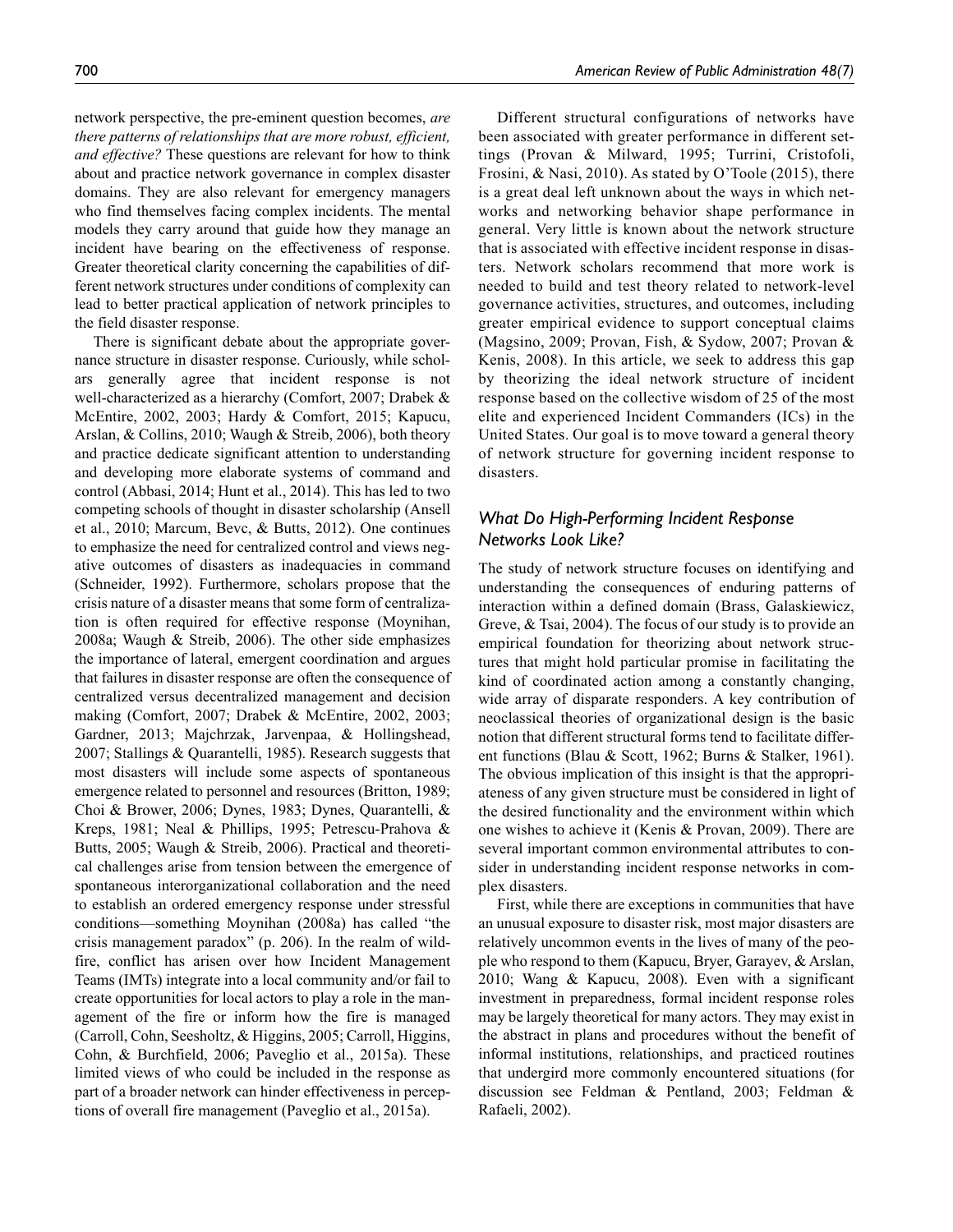network perspective, the pre-eminent question becomes, *are there patterns of relationships that are more robust, efficient, and effective?* These questions are relevant for how to think about and practice network governance in complex disaster domains. They are also relevant for emergency managers who find themselves facing complex incidents. The mental models they carry around that guide how they manage an incident have bearing on the effectiveness of response. Greater theoretical clarity concerning the capabilities of different network structures under conditions of complexity can lead to better practical application of network principles to the field disaster response.

There is significant debate about the appropriate governance structure in disaster response. Curiously, while scholars generally agree that incident response is not well-characterized as a hierarchy (Comfort, 2007; Drabek & McEntire, 2002, 2003; Hardy & Comfort, 2015; Kapucu, Arslan, & Collins, 2010; Waugh & Streib, 2006), both theory and practice dedicate significant attention to understanding and developing more elaborate systems of command and control (Abbasi, 2014; Hunt et al., 2014). This has led to two competing schools of thought in disaster scholarship (Ansell et al., 2010; Marcum, Bevc, & Butts, 2012). One continues to emphasize the need for centralized control and views negative outcomes of disasters as inadequacies in command (Schneider, 1992). Furthermore, scholars propose that the crisis nature of a disaster means that some form of centralization is often required for effective response (Moynihan, 2008a; Waugh & Streib, 2006). The other side emphasizes the importance of lateral, emergent coordination and argues that failures in disaster response are often the consequence of centralized versus decentralized management and decision making (Comfort, 2007; Drabek & McEntire, 2002, 2003; Gardner, 2013; Majchrzak, Jarvenpaa, & Hollingshead, 2007; Stallings & Quarantelli, 1985). Research suggests that most disasters will include some aspects of spontaneous emergence related to personnel and resources (Britton, 1989; Choi & Brower, 2006; Dynes, 1983; Dynes, Quarantelli, & Kreps, 1981; Neal & Phillips, 1995; Petrescu-Prahova & Butts, 2005; Waugh & Streib, 2006). Practical and theoretical challenges arise from tension between the emergence of spontaneous interorganizational collaboration and the need to establish an ordered emergency response under stressful conditions—something Moynihan (2008a) has called "the crisis management paradox" (p. 206). In the realm of wildfire, conflict has arisen over how Incident Management Teams (IMTs) integrate into a local community and/or fail to create opportunities for local actors to play a role in the management of the fire or inform how the fire is managed (Carroll, Cohn, Seesholtz, & Higgins, 2005; Carroll, Higgins, Cohn, & Burchfield, 2006; Paveglio et al., 2015a). These limited views of who could be included in the response as part of a broader network can hinder effectiveness in perceptions of overall fire management (Paveglio et al., 2015a).

Different structural configurations of networks have been associated with greater performance in different settings (Provan & Milward, 1995; Turrini, Cristofoli, Frosini, & Nasi, 2010). As stated by O'Toole (2015), there is a great deal left unknown about the ways in which networks and networking behavior shape performance in general. Very little is known about the network structure that is associated with effective incident response in disasters. Network scholars recommend that more work is needed to build and test theory related to network-level governance activities, structures, and outcomes, including greater empirical evidence to support conceptual claims (Magsino, 2009; Provan, Fish, & Sydow, 2007; Provan & Kenis, 2008). In this article, we seek to address this gap by theorizing the ideal network structure of incident response based on the collective wisdom of 25 of the most elite and experienced Incident Commanders (ICs) in the United States. Our goal is to move toward a general theory of network structure for governing incident response to disasters.

### *What Do High-Performing Incident Response Networks Look Like?*

The study of network structure focuses on identifying and understanding the consequences of enduring patterns of interaction within a defined domain (Brass, Galaskiewicz, Greve, & Tsai, 2004). The focus of our study is to provide an empirical foundation for theorizing about network structures that might hold particular promise in facilitating the kind of coordinated action among a constantly changing, wide array of disparate responders. A key contribution of neoclassical theories of organizational design is the basic notion that different structural forms tend to facilitate different functions (Blau & Scott, 1962; Burns & Stalker, 1961). The obvious implication of this insight is that the appropriateness of any given structure must be considered in light of the desired functionality and the environment within which one wishes to achieve it (Kenis & Provan, 2009). There are several important common environmental attributes to consider in understanding incident response networks in complex disasters.

First, while there are exceptions in communities that have an unusual exposure to disaster risk, most major disasters are relatively uncommon events in the lives of many of the people who respond to them (Kapucu, Bryer, Garayev, & Arslan, 2010; Wang & Kapucu, 2008). Even with a significant investment in preparedness, formal incident response roles may be largely theoretical for many actors. They may exist in the abstract in plans and procedures without the benefit of informal institutions, relationships, and practiced routines that undergird more commonly encountered situations (for discussion see Feldman & Pentland, 2003; Feldman & Rafaeli, 2002).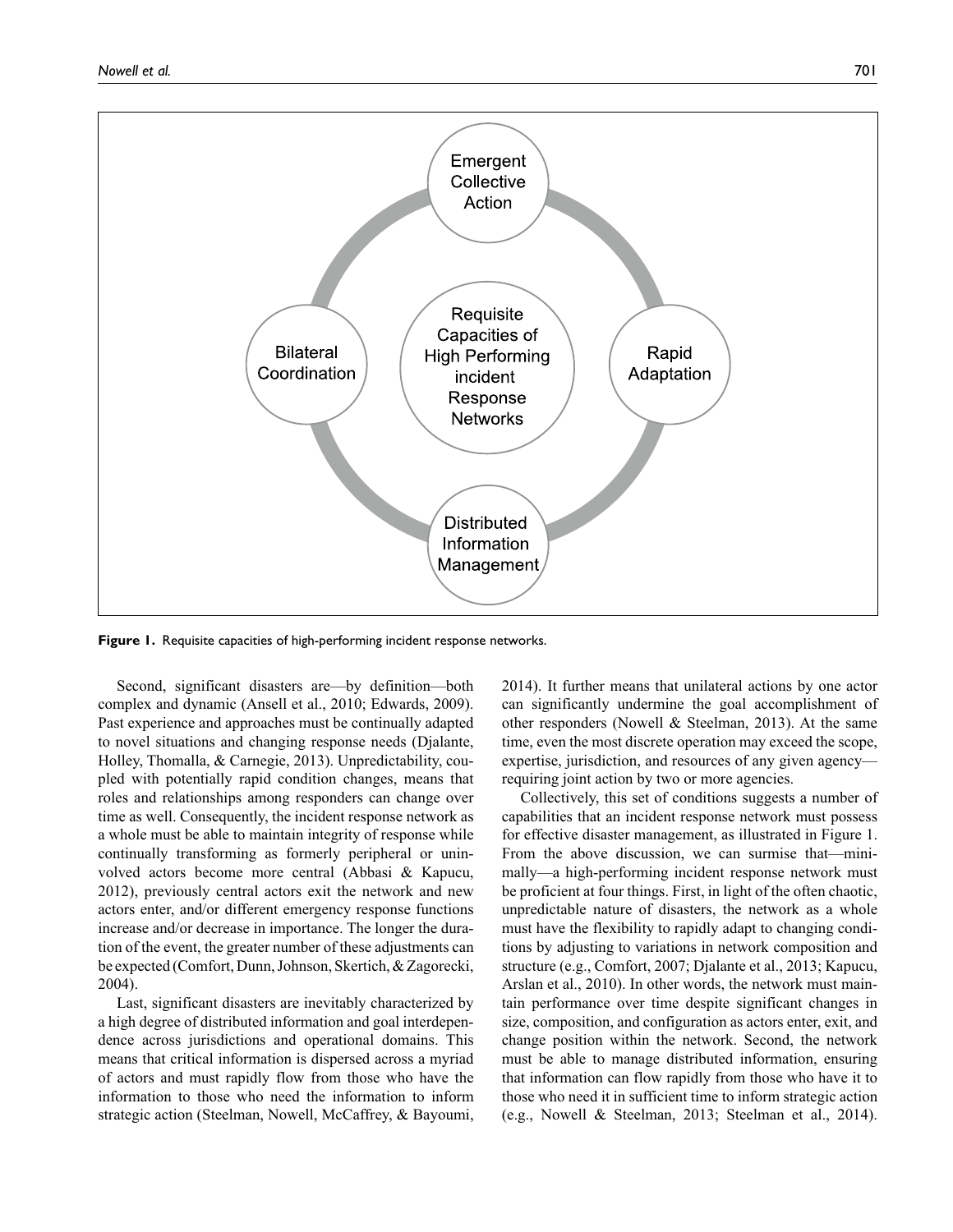**Figure 1.** Requisite capacities of high-performing incident response networks.

Second, significant disasters are—by definition—both complex and dynamic (Ansell et al., 2010; Edwards, 2009). Past experience and approaches must be continually adapted to novel situations and changing response needs (Djalante, Holley, Thomalla, & Carnegie, 2013). Unpredictability, coupled with potentially rapid condition changes, means that roles and relationships among responders can change over time as well. Consequently, the incident response network as a whole must be able to maintain integrity of response while continually transforming as formerly peripheral or uninvolved actors become more central (Abbasi & Kapucu, 2012), previously central actors exit the network and new actors enter, and/or different emergency response functions increase and/or decrease in importance. The longer the duration of the event, the greater number of these adjustments can be expected (Comfort, Dunn, Johnson, Skertich, & Zagorecki, 2004).

Last, significant disasters are inevitably characterized by a high degree of distributed information and goal interdependence across jurisdictions and operational domains. This means that critical information is dispersed across a myriad of actors and must rapidly flow from those who have the information to those who need the information to inform strategic action (Steelman, Nowell, McCaffrey, & Bayoumi, 2014). It further means that unilateral actions by one actor can significantly undermine the goal accomplishment of other responders (Nowell & Steelman, 2013). At the same time, even the most discrete operation may exceed the scope, expertise, jurisdiction, and resources of any given agency—requiring joint action by two or more agencies.

Collectively, this set of conditions suggests a number of capabilities that an incident response network must possess for effective disaster management, as illustrated in Figure 1. From the above discussion, we can surmise that—minimally—a high-performing incident response network must be proficient at four things. First, in light of the often chaotic, unpredictable nature of disasters, the network as a whole must have the flexibility to rapidly adapt to changing conditions by adjusting to variations in network composition and structure (e.g., Comfort, 2007; Djalante et al., 2013; Kapucu, Arslan et al., 2010). In other words, the network must maintain performance over time despite significant changes in size, composition, and configuration as actors enter, exit, and change position within the network. Second, the network must be able to manage distributed information, ensuring that information can flow rapidly from those who have it to those who need it in sufficient time to inform strategic action (e.g., Nowell & Steelman, 2013; Steelman et al., 2014).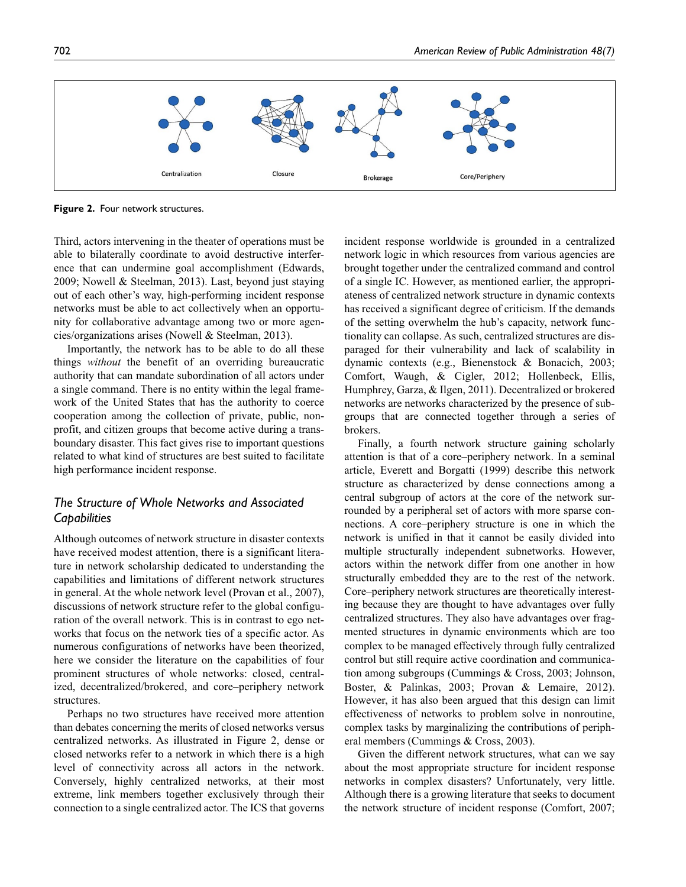Centralization

Closure

Brokerage

Core/Periphery

**Figure 2.** Four network structures.

Third, actors intervening in the theater of operations must be able to bilaterally coordinate to avoid destructive interference that can undermine goal accomplishment (Edwards, 2009; Nowell & Steelman, 2013). Last, beyond just staying out of each other's way, high-performing incident response networks must be able to act collectively when an opportunity for collaborative advantage among two or more agencies/organizations arises (Nowell & Steelman, 2013).

Importantly, the network has to be able to do all these things *without* the benefit of an overriding bureaucratic authority that can mandate subordination of all actors under a single command. There is no entity within the legal framework of the United States that has the authority to coerce cooperation among the collection of private, public, nonprofit, and citizen groups that become active during a transboundary disaster. This fact gives rise to important questions related to what kind of structures are best suited to facilitate high performance incident response.

## *The Structure of Whole Networks and Associated Capabilities*

Although outcomes of network structure in disaster contexts have received modest attention, there is a significant literature in network scholarship dedicated to understanding the capabilities and limitations of different network structures in general. At the whole network level (Provan et al., 2007), discussions of network structure refer to the global configuration of the overall network. This is in contrast to ego networks that focus on the network ties of a specific actor. As numerous configurations of networks have been theorized, here we consider the literature on the capabilities of four prominent structures of whole networks: closed, centralized, decentralized/brokered, and core–periphery network structures.

Perhaps no two structures have received more attention than debates concerning the merits of closed networks versus centralized networks. As illustrated in Figure 2, dense or closed networks refer to a network in which there is a high level of connectivity across all actors in the network. Conversely, highly centralized networks, at their most extreme, link members together exclusively through their connection to a single centralized actor. The ICS that governs incident response worldwide is grounded in a centralized network logic in which resources from various agencies are brought together under the centralized command and control of a single IC. However, as mentioned earlier, the appropriateness of centralized network structure in dynamic contexts has received a significant degree of criticism. If the demands of the setting overwhelm the hub's capacity, network functionality can collapse. As such, centralized structures are disparaged for their vulnerability and lack of scalability in dynamic contexts (e.g., Bienenstock & Bonacich, 2003; Comfort, Waugh, & Cigler, 2012; Hollenbeck, Ellis, Humphrey, Garza, & Ilgen, 2011). Decentralized or brokered networks are networks characterized by the presence of subgroups that are connected together through a series of brokers.

Finally, a fourth network structure gaining scholarly attention is that of a core–periphery network. In a seminal article, Everett and Borgatti (1999) describe this network structure as characterized by dense connections among a central subgroup of actors at the core of the network surrounded by a peripheral set of actors with more sparse connections. A core–periphery structure is one in which the network is unified in that it cannot be easily divided into multiple structurally independent subnetworks. However, actors within the network differ from one another in how structurally embedded they are to the rest of the network. Core–periphery network structures are theoretically interesting because they are thought to have advantages over fully centralized structures. They also have advantages over fragmented structures in dynamic environments which are too complex to be managed effectively through fully centralized control but still require active coordination and communication among subgroups (Cummings & Cross, 2003; Johnson, Boster, & Palinkas, 2003; Provan & Lemaire, 2012). However, it has also been argued that this design can limit effectiveness of networks to problem solve in nonroutine, complex tasks by marginalizing the contributions of peripheral members (Cummings & Cross, 2003).

Given the different network structures, what can we say about the most appropriate structure for incident response networks in complex disasters? Unfortunately, very little. Although there is a growing literature that seeks to document the network structure of incident response (Comfort, 2007;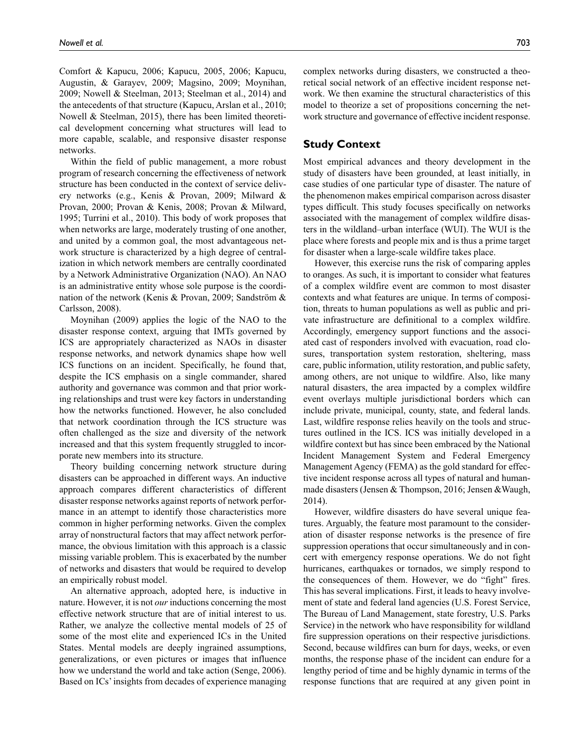Comfort & Kapucu, 2006; Kapucu, 2005, 2006; Kapucu, Augustin, & Garayev, 2009; Magsino, 2009; Moynihan, 2009; Nowell & Steelman, 2013; Steelman et al., 2014) and the antecedents of that structure (Kapucu, Arslan et al., 2010; Nowell & Steelman, 2015), there has been limited theoretical development concerning what structures will lead to more capable, scalable, and responsive disaster response networks.

Within the field of public management, a more robust program of research concerning the effectiveness of network structure has been conducted in the context of service delivery networks (e.g., Kenis & Provan, 2009; Milward & Provan, 2000; Provan & Kenis, 2008; Provan & Milward, 1995; Turrini et al., 2010). This body of work proposes that when networks are large, moderately trusting of one another, and united by a common goal, the most advantageous network structure is characterized by a high degree of centralization in which network members are centrally coordinated by a Network Administrative Organization (NAO). An NAO is an administrative entity whose sole purpose is the coordination of the network (Kenis & Provan, 2009; Sandström & Carlsson, 2008).

Moynihan (2009) applies the logic of the NAO to the disaster response context, arguing that IMTs governed by ICS are appropriately characterized as NAOs in disaster response networks, and network dynamics shape how well ICS functions on an incident. Specifically, he found that, despite the ICS emphasis on a single commander, shared authority and governance was common and that prior working relationships and trust were key factors in understanding how the networks functioned. However, he also concluded that network coordination through the ICS structure was often challenged as the size and diversity of the network increased and that this system frequently struggled to incorporate new members into its structure.

Theory building concerning network structure during disasters can be approached in different ways. An inductive approach compares different characteristics of different disaster response networks against reports of network performance in an attempt to identify those characteristics more common in higher performing networks. Given the complex array of nonstructural factors that may affect network performance, the obvious limitation with this approach is a classic missing variable problem. This is exacerbated by the number of networks and disasters that would be required to develop an empirically robust model.

An alternative approach, adopted here, is inductive in nature. However, it is not *our* inductions concerning the most effective network structure that are of initial interest to us. Rather, we analyze the collective mental models of 25 of some of the most elite and experienced ICs in the United States. Mental models are deeply ingrained assumptions, generalizations, or even pictures or images that influence how we understand the world and take action (Senge, 2006). Based on ICs' insights from decades of experience managing complex networks during disasters, we constructed a theoretical social network of an effective incident response network. We then examine the structural characteristics of this model to theorize a set of propositions concerning the network structure and governance of effective incident response.

## Study Context

Most empirical advances and theory development in the study of disasters have been grounded, at least initially, in case studies of one particular type of disaster. The nature of the phenomenon makes empirical comparison across disaster types difficult. This study focuses specifically on networks associated with the management of complex wildfire disasters in the wildland–urban interface (WUI). The WUI is the place where forests and people mix and is thus a prime target for disaster when a large-scale wildfire takes place.

However, this exercise runs the risk of comparing apples to oranges. As such, it is important to consider what features of a complex wildfire event are common to most disaster contexts and what features are unique. In terms of composition, threats to human populations as well as public and private infrastructure are definitional to a complex wildfire. Accordingly, emergency support functions and the associated cast of responders involved with evacuation, road closures, transportation system restoration, sheltering, mass care, public information, utility restoration, and public safety, among others, are not unique to wildfire. Also, like many natural disasters, the area impacted by a complex wildfire event overlays multiple jurisdictional borders which can include private, municipal, county, state, and federal lands. Last, wildfire response relies heavily on the tools and structures outlined in the ICS. ICS was initially developed in a wildfire context but has since been embraced by the National Incident Management System and Federal Emergency Management Agency (FEMA) as the gold standard for effective incident response across all types of natural and human-made disasters (Jensen & Thompson, 2016; Jensen &Waugh, 2014).

However, wildfire disasters do have several unique features. Arguably, the feature most paramount to the consideration of disaster response networks is the presence of fire suppression operations that occur simultaneously and in concert with emergency response operations. We do not fight hurricanes, earthquakes or tornados, we simply respond to the consequences of them. However, we do "fight" fires. This has several implications. First, it leads to heavy involvement of state and federal land agencies (U.S. Forest Service, The Bureau of Land Management, state forestry, U.S. Parks Service) in the network who have responsibility for wildland fire suppression operations on their respective jurisdictions. Second, because wildfires can burn for days, weeks, or even months, the response phase of the incident can endure for a lengthy period of time and be highly dynamic in terms of the response functions that are required at any given point in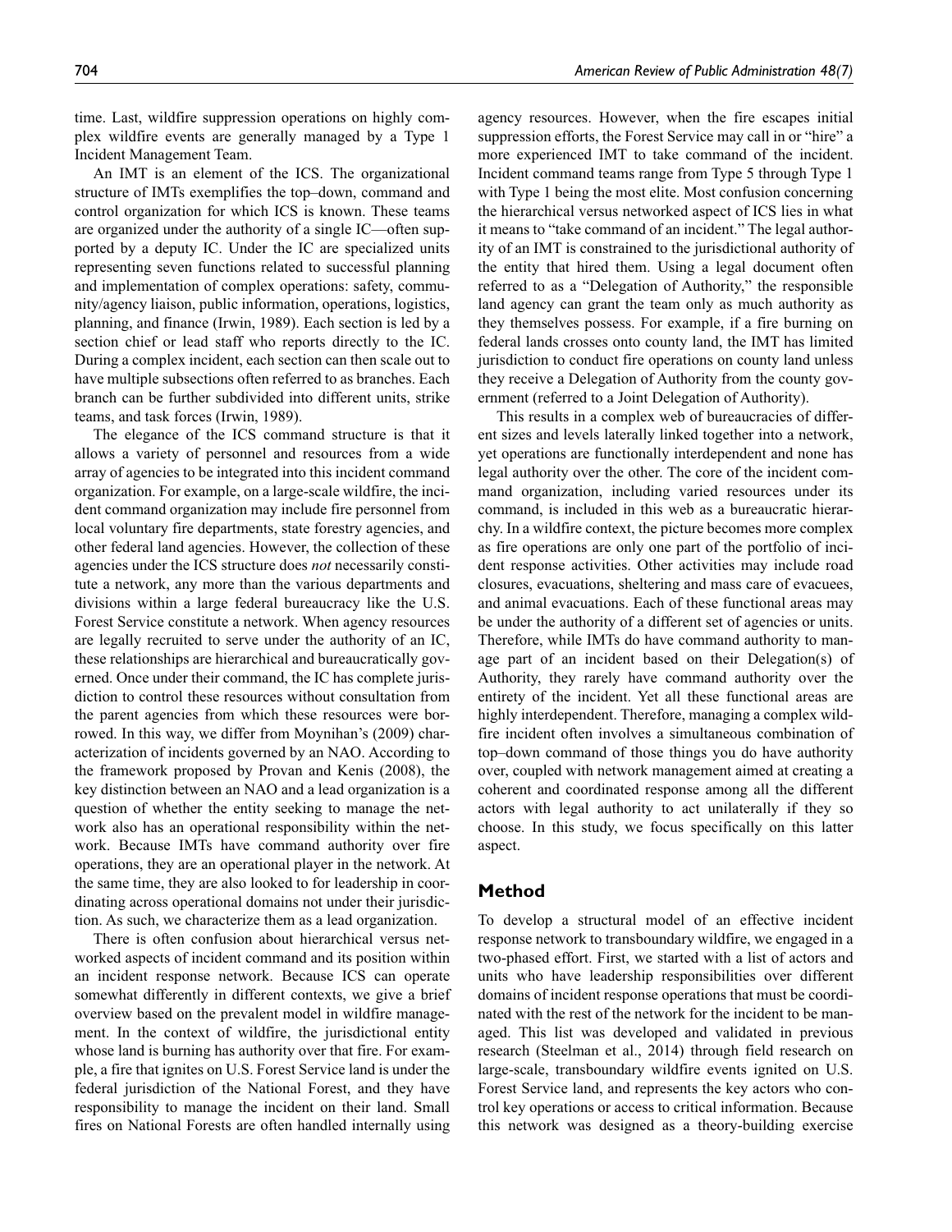time. Last, wildfire suppression operations on highly complex wildfire events are generally managed by a Type 1 Incident Management Team.

An IMT is an element of the ICS. The organizational structure of IMTs exemplifies the top–down, command and control organization for which ICS is known. These teams are organized under the authority of a single IC—often supported by a deputy IC. Under the IC are specialized units representing seven functions related to successful planning and implementation of complex operations: safety, community/agency liaison, public information, operations, logistics, planning, and finance (Irwin, 1989). Each section is led by a section chief or lead staff who reports directly to the IC. During a complex incident, each section can then scale out to have multiple subsections often referred to as branches. Each branch can be further subdivided into different units, strike teams, and task forces (Irwin, 1989).

The elegance of the ICS command structure is that it allows a variety of personnel and resources from a wide array of agencies to be integrated into this incident command organization. For example, on a large-scale wildfire, the incident command organization may include fire personnel from local voluntary fire departments, state forestry agencies, and other federal land agencies. However, the collection of these agencies under the ICS structure does *not* necessarily constitute a network, any more than the various departments and divisions within a large federal bureaucracy like the U.S. Forest Service constitute a network. When agency resources are legally recruited to serve under the authority of an IC, these relationships are hierarchical and bureaucratically governed. Once under their command, the IC has complete jurisdiction to control these resources without consultation from the parent agencies from which these resources were borrowed. In this way, we differ from Moynihan's (2009) characterization of incidents governed by an NAO. According to the framework proposed by Provan and Kenis (2008), the key distinction between an NAO and a lead organization is a question of whether the entity seeking to manage the network also has an operational responsibility within the network. Because IMTs have command authority over fire operations, they are an operational player in the network. At the same time, they are also looked to for leadership in coordinating across operational domains not under their jurisdiction. As such, we characterize them as a lead organization.

There is often confusion about hierarchical versus networked aspects of incident command and its position within an incident response network. Because ICS can operate somewhat differently in different contexts, we give a brief overview based on the prevalent model in wildfire management. In the context of wildfire, the jurisdictional entity whose land is burning has authority over that fire. For example, a fire that ignites on U.S. Forest Service land is under the federal jurisdiction of the National Forest, and they have responsibility to manage the incident on their land. Small fires on National Forests are often handled internally using agency resources. However, when the fire escapes initial suppression efforts, the Forest Service may call in or "hire" a more experienced IMT to take command of the incident. Incident command teams range from Type 5 through Type 1 with Type 1 being the most elite. Most confusion concerning the hierarchical versus networked aspect of ICS lies in what it means to "take command of an incident." The legal authority of an IMT is constrained to the jurisdictional authority of the entity that hired them. Using a legal document often referred to as a "Delegation of Authority," the responsible land agency can grant the team only as much authority as they themselves possess. For example, if a fire burning on federal lands crosses onto county land, the IMT has limited jurisdiction to conduct fire operations on county land unless they receive a Delegation of Authority from the county government (referred to a Joint Delegation of Authority).

This results in a complex web of bureaucracies of different sizes and levels laterally linked together into a network, yet operations are functionally interdependent and none has legal authority over the other. The core of the incident command organization, including varied resources under its command, is included in this web as a bureaucratic hierarchy. In a wildfire context, the picture becomes more complex as fire operations are only one part of the portfolio of incident response activities. Other activities may include road closures, evacuations, sheltering and mass care of evacuees, and animal evacuations. Each of these functional areas may be under the authority of a different set of agencies or units. Therefore, while IMTs do have command authority to manage part of an incident based on their Delegation(s) of Authority, they rarely have command authority over the entirety of the incident. Yet all these functional areas are highly interdependent. Therefore, managing a complex wildfire incident often involves a simultaneous combination of top–down command of those things you do have authority over, coupled with network management aimed at creating a coherent and coordinated response among all the different actors with legal authority to act unilaterally if they so choose. In this study, we focus specifically on this latter aspect.

## Method

To develop a structural model of an effective incident response network to transboundary wildfire, we engaged in a two-phased effort. First, we started with a list of actors and units who have leadership responsibilities over different domains of incident response operations that must be coordinated with the rest of the network for the incident to be managed. This list was developed and validated in previous research (Steelman et al., 2014) through field research on large-scale, transboundary wildfire events ignited on U.S. Forest Service land, and represents the key actors who control key operations or access to critical information. Because this network was designed as a theory-building exercise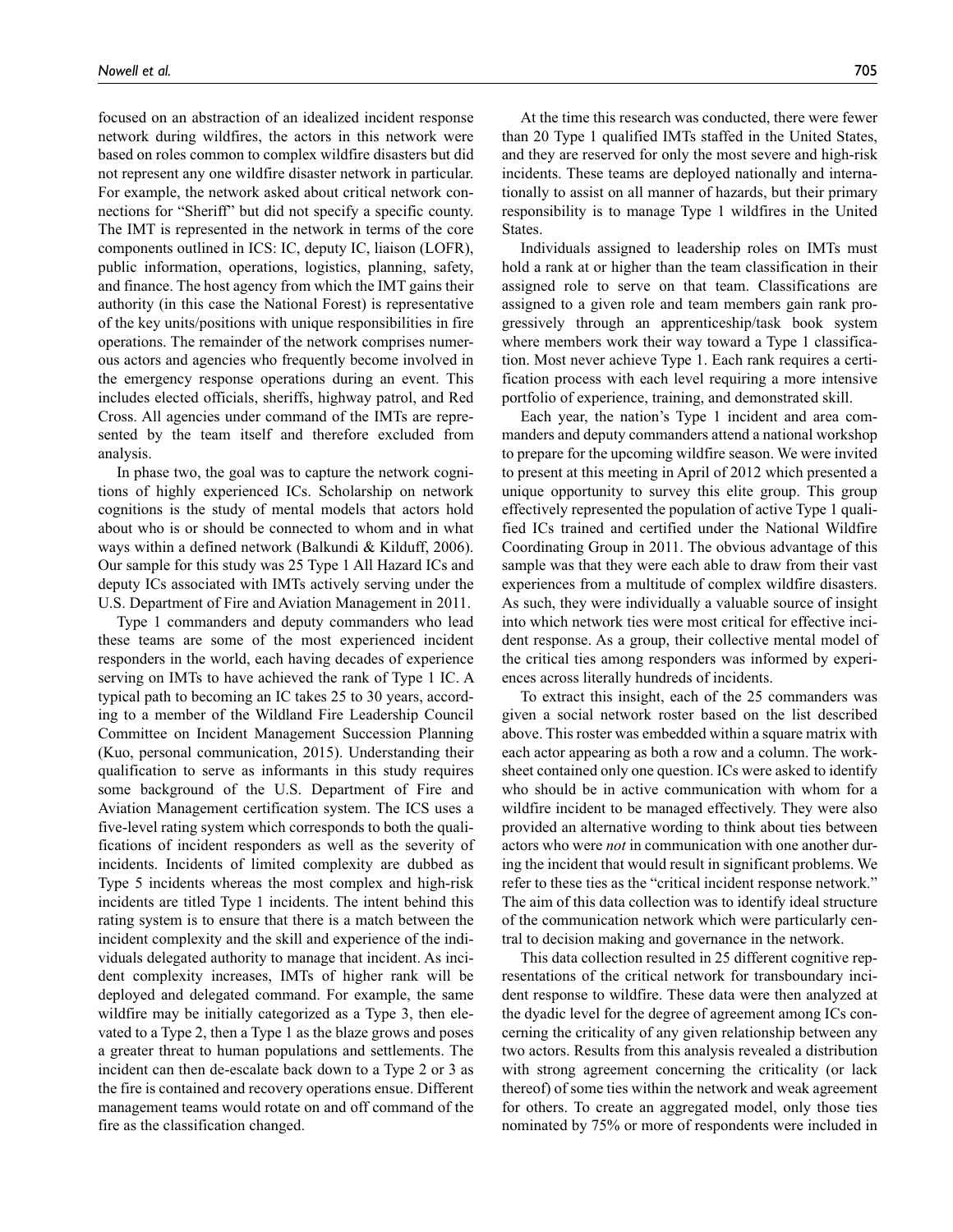focused on an abstraction of an idealized incident response network during wildfires, the actors in this network were based on roles common to complex wildfire disasters but did not represent any one wildfire disaster network in particular. For example, the network asked about critical network connections for "Sheriff" but did not specify a specific county. The IMT is represented in the network in terms of the core components outlined in ICS: IC, deputy IC, liaison (LOFR), public information, operations, logistics, planning, safety, and finance. The host agency from which the IMT gains their authority (in this case the National Forest) is representative of the key units/positions with unique responsibilities in fire operations. The remainder of the network comprises numerous actors and agencies who frequently become involved in the emergency response operations during an event. This includes elected officials, sheriffs, highway patrol, and Red Cross. All agencies under command of the IMTs are represented by the team itself and therefore excluded from analysis.

In phase two, the goal was to capture the network cognitions of highly experienced ICs. Scholarship on network cognitions is the study of mental models that actors hold about who is or should be connected to whom and in what ways within a defined network (Balkundi & Kilduff, 2006). Our sample for this study was 25 Type 1 All Hazard ICs and deputy ICs associated with IMTs actively serving under the U.S. Department of Fire and Aviation Management in 2011.

Type 1 commanders and deputy commanders who lead these teams are some of the most experienced incident responders in the world, each having decades of experience serving on IMTs to have achieved the rank of Type 1 IC. A typical path to becoming an IC takes 25 to 30 years, according to a member of the Wildland Fire Leadership Council Committee on Incident Management Succession Planning (Kuo, personal communication, 2015). Understanding their qualification to serve as informants in this study requires some background of the U.S. Department of Fire and Aviation Management certification system. The ICS uses a five-level rating system which corresponds to both the qualifications of incident responders as well as the severity of incidents. Incidents of limited complexity are dubbed as Type 5 incidents whereas the most complex and high-risk incidents are titled Type 1 incidents. The intent behind this rating system is to ensure that there is a match between the incident complexity and the skill and experience of the individuals delegated authority to manage that incident. As incident complexity increases, IMTs of higher rank will be deployed and delegated command. For example, the same wildfire may be initially categorized as a Type 3, then elevated to a Type 2, then a Type 1 as the blaze grows and poses a greater threat to human populations and settlements. The incident can then de-escalate back down to a Type 2 or 3 as the fire is contained and recovery operations ensue. Different management teams would rotate on and off command of the fire as the classification changed.

At the time this research was conducted, there were fewer than 20 Type 1 qualified IMTs staffed in the United States, and they are reserved for only the most severe and high-risk incidents. These teams are deployed nationally and internationally to assist on all manner of hazards, but their primary responsibility is to manage Type 1 wildfires in the United States.

Individuals assigned to leadership roles on IMTs must hold a rank at or higher than the team classification in their assigned role to serve on that team. Classifications are assigned to a given role and team members gain rank progressively through an apprenticeship/task book system where members work their way toward a Type 1 classification. Most never achieve Type 1. Each rank requires a certification process with each level requiring a more intensive portfolio of experience, training, and demonstrated skill.

Each year, the nation's Type 1 incident and area commanders and deputy commanders attend a national workshop to prepare for the upcoming wildfire season. We were invited to present at this meeting in April of 2012 which presented a unique opportunity to survey this elite group. This group effectively represented the population of active Type 1 qualified ICs trained and certified under the National Wildfire Coordinating Group in 2011. The obvious advantage of this sample was that they were each able to draw from their vast experiences from a multitude of complex wildfire disasters. As such, they were individually a valuable source of insight into which network ties were most critical for effective incident response. As a group, their collective mental model of the critical ties among responders was informed by experiences across literally hundreds of incidents.

To extract this insight, each of the 25 commanders was given a social network roster based on the list described above. This roster was embedded within a square matrix with each actor appearing as both a row and a column. The worksheet contained only one question. ICs were asked to identify who should be in active communication with whom for a wildfire incident to be managed effectively. They were also provided an alternative wording to think about ties between actors who were *not* in communication with one another during the incident that would result in significant problems. We refer to these ties as the "critical incident response network." The aim of this data collection was to identify ideal structure of the communication network which were particularly central to decision making and governance in the network.

This data collection resulted in 25 different cognitive representations of the critical network for transboundary incident response to wildfire. These data were then analyzed at the dyadic level for the degree of agreement among ICs concerning the criticality of any given relationship between any two actors. Results from this analysis revealed a distribution with strong agreement concerning the criticality (or lack thereof) of some ties within the network and weak agreement for others. To create an aggregated model, only those ties nominated by 75% or more of respondents were included in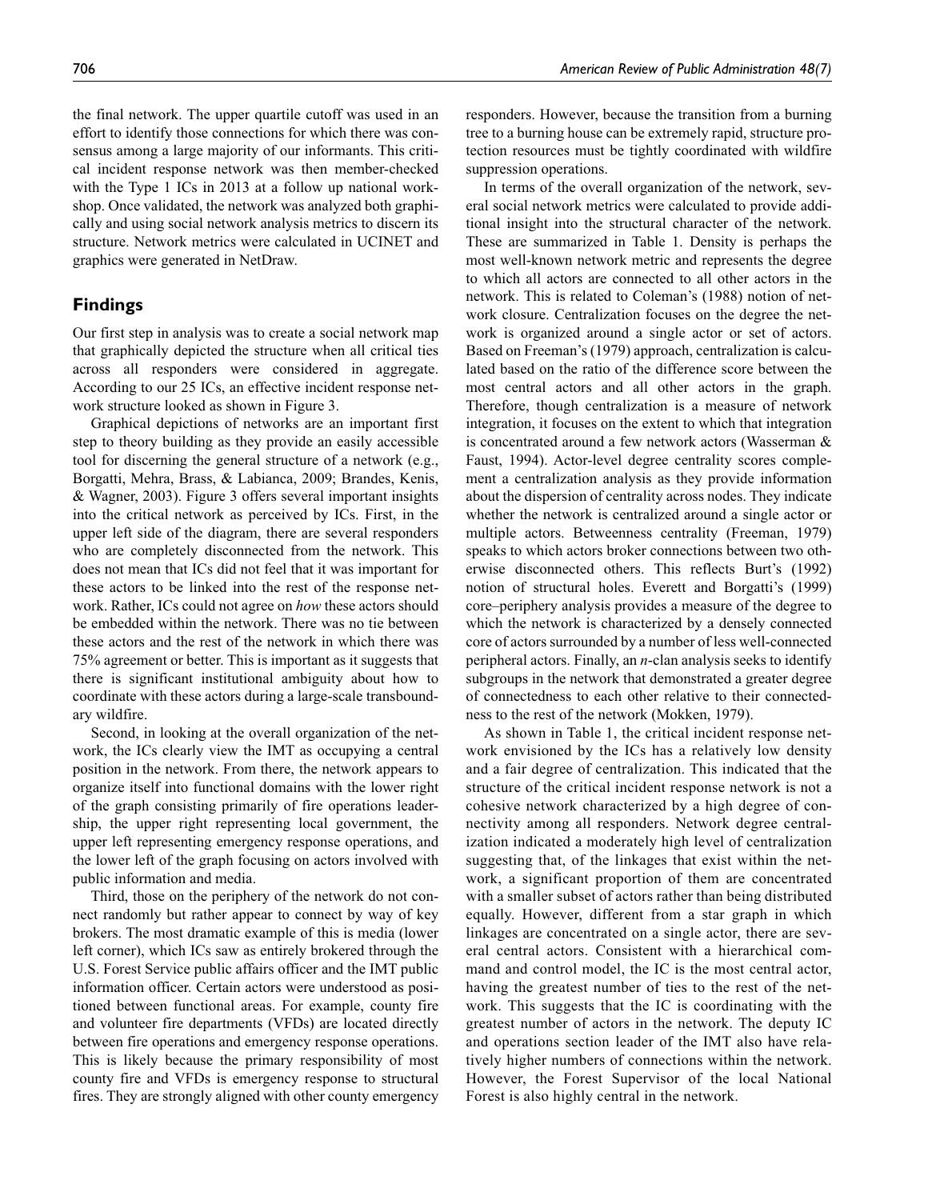the final network. The upper quartile cutoff was used in an effort to identify those connections for which there was consensus among a large majority of our informants. This critical incident response network was then member-checked with the Type 1 ICs in 2013 at a follow up national workshop. Once validated, the network was analyzed both graphically and using social network analysis metrics to discern its structure. Network metrics were calculated in UCINET and graphics were generated in NetDraw.

## Findings

Our first step in analysis was to create a social network map that graphically depicted the structure when all critical ties across all responders were considered in aggregate. According to our 25 ICs, an effective incident response network structure looked as shown in Figure 3.

Graphical depictions of networks are an important first step to theory building as they provide an easily accessible tool for discerning the general structure of a network (e.g., Borgatti, Mehra, Brass, & Labianca, 2009; Brandes, Kenis, & Wagner, 2003). Figure 3 offers several important insights into the critical network as perceived by ICs. First, in the upper left side of the diagram, there are several responders who are completely disconnected from the network. This does not mean that ICs did not feel that it was important for these actors to be linked into the rest of the response network. Rather, ICs could not agree on *how* these actors should be embedded within the network. There was no tie between these actors and the rest of the network in which there was 75% agreement or better. This is important as it suggests that there is significant institutional ambiguity about how to coordinate with these actors during a large-scale transboundary wildfire.

Second, in looking at the overall organization of the network, the ICs clearly view the IMT as occupying a central position in the network. From there, the network appears to organize itself into functional domains with the lower right of the graph consisting primarily of fire operations leadership, the upper right representing local government, the upper left representing emergency response operations, and the lower left of the graph focusing on actors involved with public information and media.

Third, those on the periphery of the network do not connect randomly but rather appear to connect by way of key brokers. The most dramatic example of this is media (lower left corner), which ICs saw as entirely brokered through the U.S. Forest Service public affairs officer and the IMT public information officer. Certain actors were understood as positioned between functional areas. For example, county fire and volunteer fire departments (VFDs) are located directly between fire operations and emergency response operations. This is likely because the primary responsibility of most county fire and VFDs is emergency response to structural fires. They are strongly aligned with other county emergency responders. However, because the transition from a burning tree to a burning house can be extremely rapid, structure protection resources must be tightly coordinated with wildfire suppression operations.

In terms of the overall organization of the network, several social network metrics were calculated to provide additional insight into the structural character of the network. These are summarized in Table 1. Density is perhaps the most well-known network metric and represents the degree to which all actors are connected to all other actors in the network. This is related to Coleman's (1988) notion of network closure. Centralization focuses on the degree the network is organized around a single actor or set of actors. Based on Freeman's (1979) approach, centralization is calculated based on the ratio of the difference score between the most central actors and all other actors in the graph. Therefore, though centralization is a measure of network integration, it focuses on the extent to which that integration is concentrated around a few network actors (Wasserman & Faust, 1994). Actor-level degree centrality scores complement a centralization analysis as they provide information about the dispersion of centrality across nodes. They indicate whether the network is centralized around a single actor or multiple actors. Betweenness centrality (Freeman, 1979) speaks to which actors broker connections between two otherwise disconnected others. This reflects Burt's (1992) notion of structural holes. Everett and Borgatti's (1999) core–periphery analysis provides a measure of the degree to which the network is characterized by a densely connected core of actors surrounded by a number of less well-connected peripheral actors. Finally, an *n*-clan analysis seeks to identify subgroups in the network that demonstrated a greater degree of connectedness to each other relative to their connectedness to the rest of the network (Mokken, 1979).

As shown in Table 1, the critical incident response network envisioned by the ICs has a relatively low density and a fair degree of centralization. This indicated that the structure of the critical incident response network is not a cohesive network characterized by a high degree of connectivity among all responders. Network degree centralization indicated a moderately high level of centralization suggesting that, of the linkages that exist within the network, a significant proportion of them are concentrated with a smaller subset of actors rather than being distributed equally. However, different from a star graph in which linkages are concentrated on a single actor, there are several central actors. Consistent with a hierarchical command and control model, the IC is the most central actor, having the greatest number of ties to the rest of the network. This suggests that the IC is coordinating with the greatest number of actors in the network. The deputy IC and operations section leader of the IMT also have relatively higher numbers of connections within the network. However, the Forest Supervisor of the local National Forest is also highly central in the network.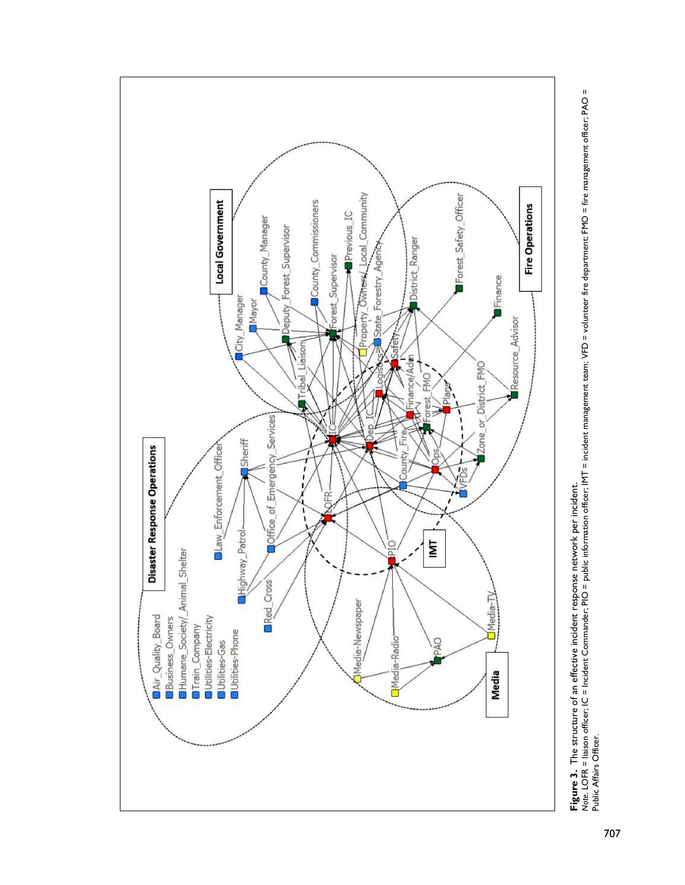**Figure 3.** The structure of an effective incident response network per incident.

*Note.* LOFR = liaison officer; IC = Incident Commander; PIO = public information officer; IMT = incident management team; VFD = volunteer fire department; FMO = fire management officer; PAO = Public Affairs Officer.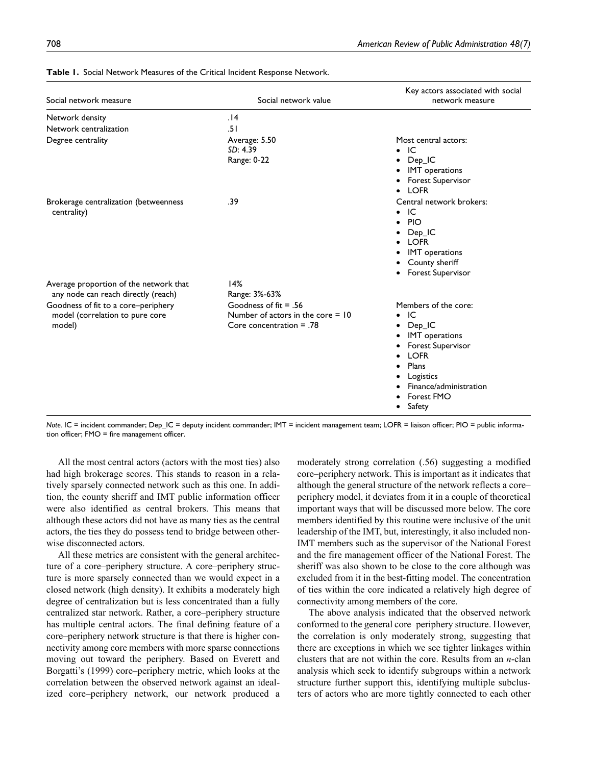**Table 1.** Social Network Measures of the Critical Incident Response Network.

| Social network measure | Social network value | Key actors associated with social network measure |
|---|---|---|
| Network density | .14 | |
| Network centralization | .51 | |
| Degree centrality | Average: 5.50<br>*SD*: 4.39<br>Range: 0-22 | Most central actors:<br>• IC<br>• Dep_IC<br>• IMT operations<br>• Forest Supervisor<br>• LOFR |
| Brokerage centralization (betweenness centrality) | .39 | Central network brokers:<br>• IC<br>• PIO<br>• Dep_IC<br>• LOFR<br>• IMT operations<br>• County sheriff<br>• Forest Supervisor |
| Average proportion of the network that any node can reach directly (reach) | 14%<br>Range: 3%-63% | |
| Goodness of fit to a core–periphery model (correlation to pure core model) | Goodness of fit = .56<br>Number of actors in the core = 10<br>Core concentration = .78 | Members of the core:<br>• IC<br>• Dep_IC<br>• IMT operations<br>• Forest Supervisor<br>• LOFR<br>• Plans<br>• Logistics<br>• Finance/administration<br>• Forest FMO<br>• Safety |

*Note.* IC = incident commander; Dep_IC = deputy incident commander; IMT = incident management team; LOFR = liaison officer; PIO = public information officer; FMO = fire management officer.

All the most central actors (actors with the most ties) also had high brokerage scores. This stands to reason in a relatively sparsely connected network such as this one. In addition, the county sheriff and IMT public information officer were also identified as central brokers. This means that although these actors did not have as many ties as the central actors, the ties they do possess tend to bridge between otherwise disconnected actors.

All these metrics are consistent with the general architecture of a core–periphery structure. A core–periphery structure is more sparsely connected than we would expect in a closed network (high density). It exhibits a moderately high degree of centralization but is less concentrated than a fully centralized star network. Rather, a core–periphery structure has multiple central actors. The final defining feature of a core–periphery network structure is that there is higher connectivity among core members with more sparse connections moving out toward the periphery. Based on Everett and Borgatti's (1999) core–periphery metric, which looks at the correlation between the observed network against an idealized core–periphery network, our network produced a moderately strong correlation (.56) suggesting a modified core–periphery network. This is important as it indicates that although the general structure of the network reflects a core–periphery model, it deviates from it in a couple of theoretical important ways that will be discussed more below. The core members identified by this routine were inclusive of the unit leadership of the IMT, but, interestingly, it also included non-IMT members such as the supervisor of the National Forest and the fire management officer of the National Forest. The sheriff was also shown to be close to the core although was excluded from it in the best-fitting model. The concentration of ties within the core indicated a relatively high degree of connectivity among members of the core.

The above analysis indicated that the observed network conformed to the general core–periphery structure. However, the correlation is only moderately strong, suggesting that there are exceptions in which we see tighter linkages within clusters that are not within the core. Results from an *n*-clan analysis which seek to identify subgroups within a network structure further support this, identifying multiple subclusters of actors who are more tightly connected to each other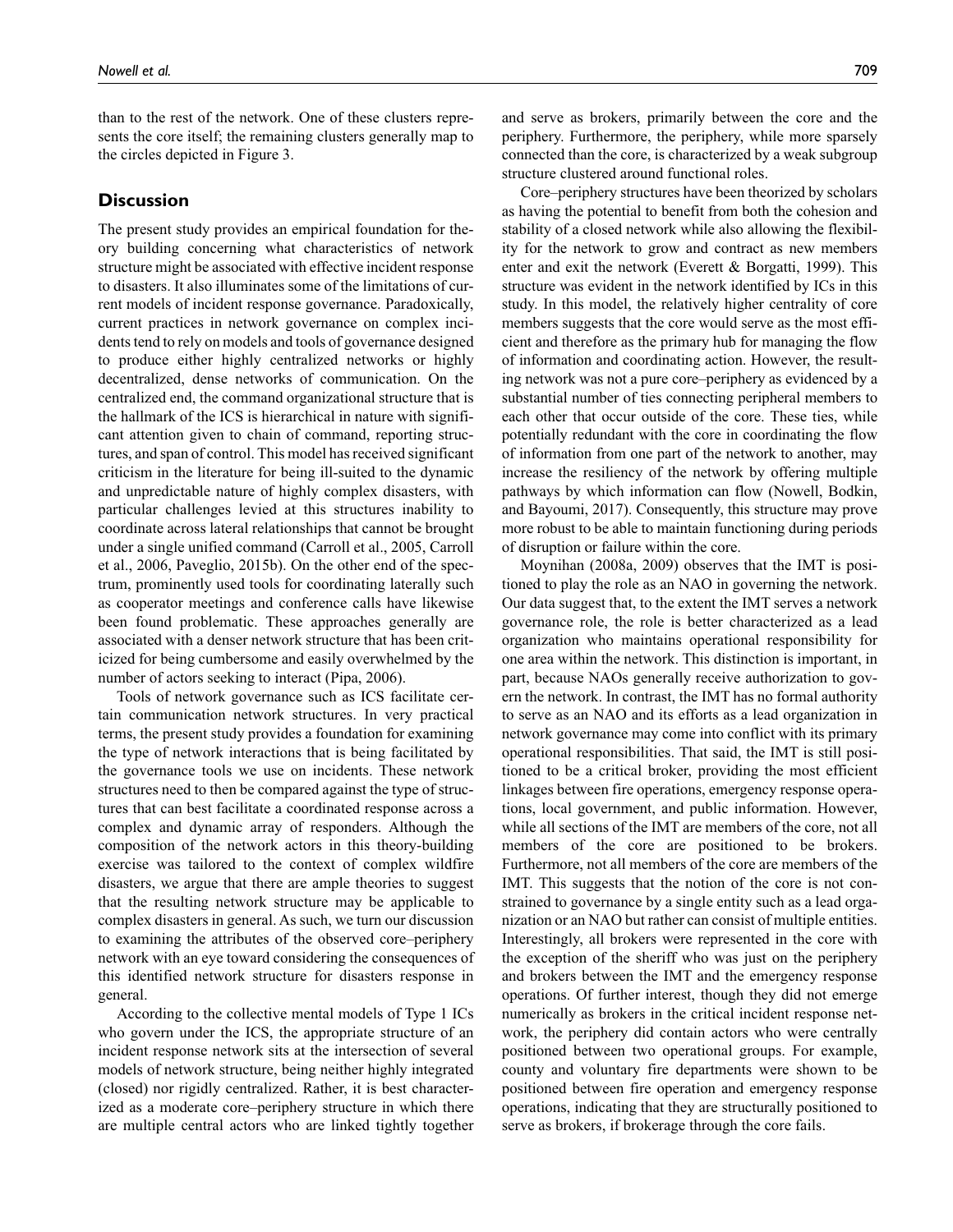than to the rest of the network. One of these clusters represents the core itself; the remaining clusters generally map to the circles depicted in Figure 3.

## Discussion

The present study provides an empirical foundation for theory building concerning what characteristics of network structure might be associated with effective incident response to disasters. It also illuminates some of the limitations of current models of incident response governance. Paradoxically, current practices in network governance on complex incidents tend to rely on models and tools of governance designed to produce either highly centralized networks or highly decentralized, dense networks of communication. On the centralized end, the command organizational structure that is the hallmark of the ICS is hierarchical in nature with significant attention given to chain of command, reporting structures, and span of control. This model has received significant criticism in the literature for being ill-suited to the dynamic and unpredictable nature of highly complex disasters, with particular challenges levied at this structures inability to coordinate across lateral relationships that cannot be brought under a single unified command (Carroll et al., 2005, Carroll et al., 2006, Paveglio, 2015b). On the other end of the spectrum, prominently used tools for coordinating laterally such as cooperator meetings and conference calls have likewise been found problematic. These approaches generally are associated with a denser network structure that has been criticized for being cumbersome and easily overwhelmed by the number of actors seeking to interact (Pipa, 2006).

Tools of network governance such as ICS facilitate certain communication network structures. In very practical terms, the present study provides a foundation for examining the type of network interactions that is being facilitated by the governance tools we use on incidents. These network structures need to then be compared against the type of structures that can best facilitate a coordinated response across a complex and dynamic array of responders. Although the composition of the network actors in this theory-building exercise was tailored to the context of complex wildfire disasters, we argue that there are ample theories to suggest that the resulting network structure may be applicable to complex disasters in general. As such, we turn our discussion to examining the attributes of the observed core–periphery network with an eye toward considering the consequences of this identified network structure for disasters response in general.

According to the collective mental models of Type 1 ICs who govern under the ICS, the appropriate structure of an incident response network sits at the intersection of several models of network structure, being neither highly integrated (closed) nor rigidly centralized. Rather, it is best characterized as a moderate core–periphery structure in which there are multiple central actors who are linked tightly together and serve as brokers, primarily between the core and the periphery. Furthermore, the periphery, while more sparsely connected than the core, is characterized by a weak subgroup structure clustered around functional roles.

Core–periphery structures have been theorized by scholars as having the potential to benefit from both the cohesion and stability of a closed network while also allowing the flexibility for the network to grow and contract as new members enter and exit the network (Everett & Borgatti, 1999). This structure was evident in the network identified by ICs in this study. In this model, the relatively higher centrality of core members suggests that the core would serve as the most efficient and therefore as the primary hub for managing the flow of information and coordinating action. However, the resulting network was not a pure core–periphery as evidenced by a substantial number of ties connecting peripheral members to each other that occur outside of the core. These ties, while potentially redundant with the core in coordinating the flow of information from one part of the network to another, may increase the resiliency of the network by offering multiple pathways by which information can flow (Nowell, Bodkin, and Bayoumi, 2017). Consequently, this structure may prove more robust to be able to maintain functioning during periods of disruption or failure within the core.

Moynihan (2008a, 2009) observes that the IMT is positioned to play the role as an NAO in governing the network. Our data suggest that, to the extent the IMT serves a network governance role, the role is better characterized as a lead organization who maintains operational responsibility for one area within the network. This distinction is important, in part, because NAOs generally receive authorization to govern the network. In contrast, the IMT has no formal authority to serve as an NAO and its efforts as a lead organization in network governance may come into conflict with its primary operational responsibilities. That said, the IMT is still positioned to be a critical broker, providing the most efficient linkages between fire operations, emergency response operations, local government, and public information. However, while all sections of the IMT are members of the core, not all members of the core are positioned to be brokers. Furthermore, not all members of the core are members of the IMT. This suggests that the notion of the core is not constrained to governance by a single entity such as a lead organization or an NAO but rather can consist of multiple entities. Interestingly, all brokers were represented in the core with the exception of the sheriff who was just on the periphery and brokers between the IMT and the emergency response operations. Of further interest, though they did not emerge numerically as brokers in the critical incident response network, the periphery did contain actors who were centrally positioned between two operational groups. For example, county and voluntary fire departments were shown to be positioned between fire operation and emergency response operations, indicating that they are structurally positioned to serve as brokers, if brokerage through the core fails.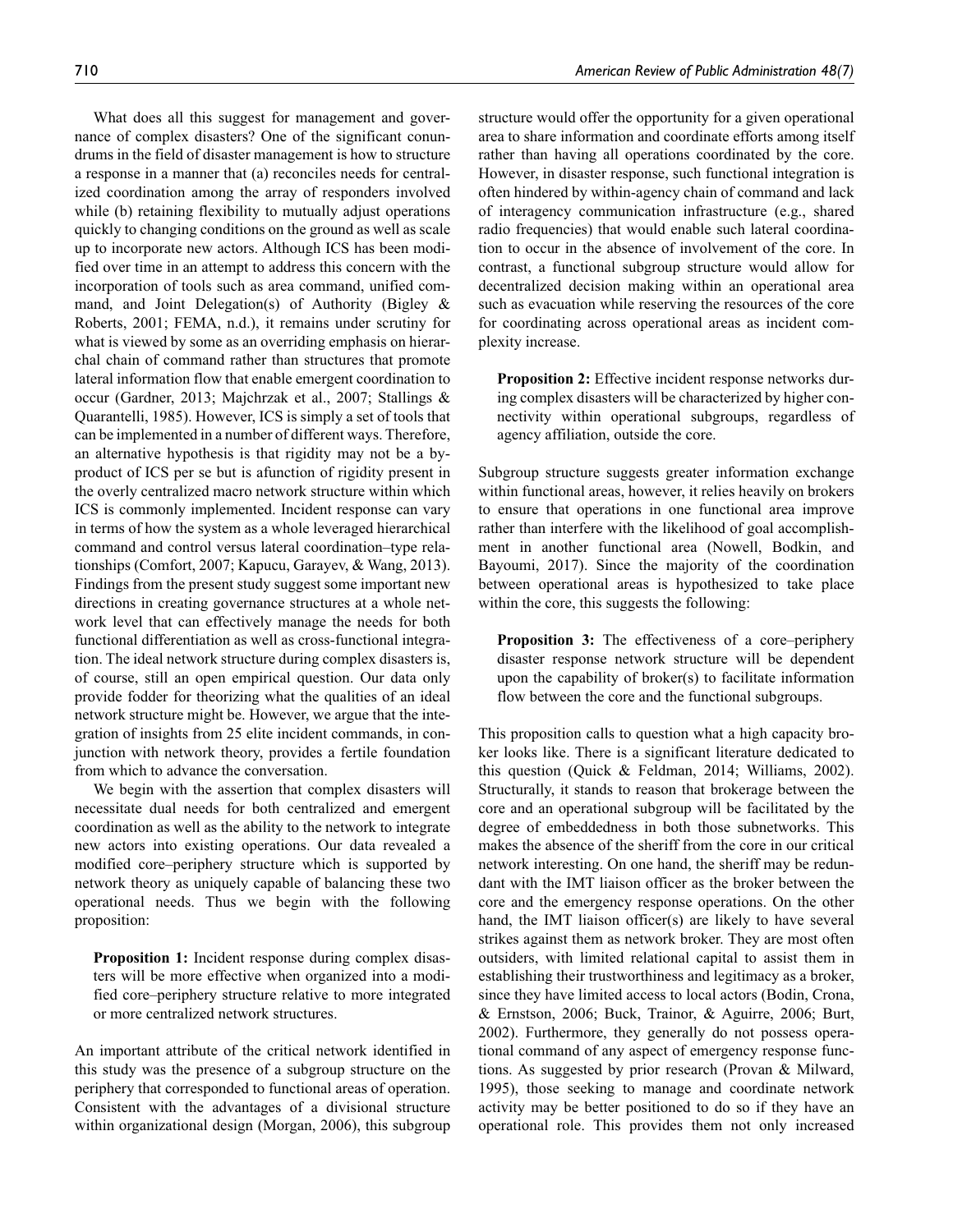What does all this suggest for management and governance of complex disasters? One of the significant conundrums in the field of disaster management is how to structure a response in a manner that (a) reconciles needs for centralized coordination among the array of responders involved while (b) retaining flexibility to mutually adjust operations quickly to changing conditions on the ground as well as scale up to incorporate new actors. Although ICS has been modified over time in an attempt to address this concern with the incorporation of tools such as area command, unified command, and Joint Delegation(s) of Authority (Bigley & Roberts, 2001; FEMA, n.d.), it remains under scrutiny for what is viewed by some as an overriding emphasis on hierarchal chain of command rather than structures that promote lateral information flow that enable emergent coordination to occur (Gardner, 2013; Majchrzak et al., 2007; Stallings & Quarantelli, 1985). However, ICS is simply a set of tools that can be implemented in a number of different ways. Therefore, an alternative hypothesis is that rigidity may not be a byproduct of ICS per se but is afunction of rigidity present in the overly centralized macro network structure within which ICS is commonly implemented. Incident response can vary in terms of how the system as a whole leveraged hierarchical command and control versus lateral coordination–type relationships (Comfort, 2007; Kapucu, Garayev, & Wang, 2013). Findings from the present study suggest some important new directions in creating governance structures at a whole network level that can effectively manage the needs for both functional differentiation as well as cross-functional integration. The ideal network structure during complex disasters is, of course, still an open empirical question. Our data only provide fodder for theorizing what the qualities of an ideal network structure might be. However, we argue that the integration of insights from 25 elite incident commands, in conjunction with network theory, provides a fertile foundation from which to advance the conversation.

We begin with the assertion that complex disasters will necessitate dual needs for both centralized and emergent coordination as well as the ability to the network to integrate new actors into existing operations. Our data revealed a modified core–periphery structure which is supported by network theory as uniquely capable of balancing these two operational needs. Thus we begin with the following proposition:

> **Proposition 1:** Incident response during complex disasters will be more effective when organized into a modified core–periphery structure relative to more integrated or more centralized network structures.

An important attribute of the critical network identified in this study was the presence of a subgroup structure on the periphery that corresponded to functional areas of operation. Consistent with the advantages of a divisional structure within organizational design (Morgan, 2006), this subgroup structure would offer the opportunity for a given operational area to share information and coordinate efforts among itself rather than having all operations coordinated by the core. However, in disaster response, such functional integration is often hindered by within-agency chain of command and lack of interagency communication infrastructure (e.g., shared radio frequencies) that would enable such lateral coordination to occur in the absence of involvement of the core. In contrast, a functional subgroup structure would allow for decentralized decision making within an operational area such as evacuation while reserving the resources of the core for coordinating across operational areas as incident complexity increase.

> **Proposition 2:** Effective incident response networks during complex disasters will be characterized by higher connectivity within operational subgroups, regardless of agency affiliation, outside the core.

Subgroup structure suggests greater information exchange within functional areas, however, it relies heavily on brokers to ensure that operations in one functional area improve rather than interfere with the likelihood of goal accomplishment in another functional area (Nowell, Bodkin, and Bayoumi, 2017). Since the majority of the coordination between operational areas is hypothesized to take place within the core, this suggests the following:

> **Proposition 3:** The effectiveness of a core–periphery disaster response network structure will be dependent upon the capability of broker(s) to facilitate information flow between the core and the functional subgroups.

This proposition calls to question what a high capacity broker looks like. There is a significant literature dedicated to this question (Quick & Feldman, 2014; Williams, 2002). Structurally, it stands to reason that brokerage between the core and an operational subgroup will be facilitated by the degree of embeddedness in both those subnetworks. This makes the absence of the sheriff from the core in our critical network interesting. On one hand, the sheriff may be redundant with the IMT liaison officer as the broker between the core and the emergency response operations. On the other hand, the IMT liaison officer(s) are likely to have several strikes against them as network broker. They are most often outsiders, with limited relational capital to assist them in establishing their trustworthiness and legitimacy as a broker, since they have limited access to local actors (Bodin, Crona, & Ernstson, 2006; Buck, Trainor, & Aguirre, 2006; Burt, 2002). Furthermore, they generally do not possess operational command of any aspect of emergency response functions. As suggested by prior research (Provan & Milward, 1995), those seeking to manage and coordinate network activity may be better positioned to do so if they have an operational role. This provides them not only increased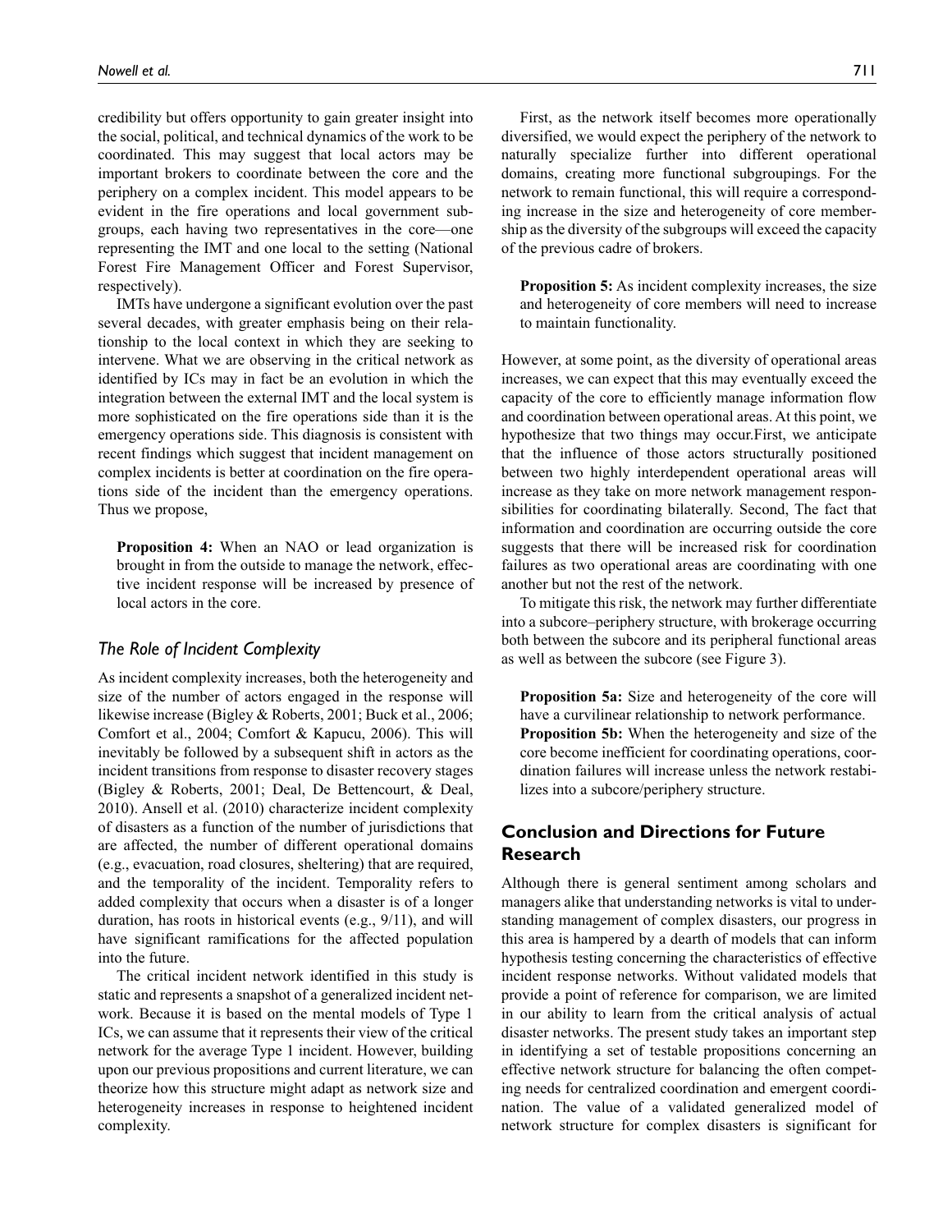credibility but offers opportunity to gain greater insight into the social, political, and technical dynamics of the work to be coordinated. This may suggest that local actors may be important brokers to coordinate between the core and the periphery on a complex incident. This model appears to be evident in the fire operations and local government subgroups, each having two representatives in the core—one representing the IMT and one local to the setting (National Forest Fire Management Officer and Forest Supervisor, respectively).

IMTs have undergone a significant evolution over the past several decades, with greater emphasis being on their relationship to the local context in which they are seeking to intervene. What we are observing in the critical network as identified by ICs may in fact be an evolution in which the integration between the external IMT and the local system is more sophisticated on the fire operations side than it is the emergency operations side. This diagnosis is consistent with recent findings which suggest that incident management on complex incidents is better at coordination on the fire operations side of the incident than the emergency operations. Thus we propose,

> **Proposition 4:** When an NAO or lead organization is brought in from the outside to manage the network, effective incident response will be increased by presence of local actors in the core.

### The Role of Incident Complexity

As incident complexity increases, both the heterogeneity and size of the number of actors engaged in the response will likewise increase (Bigley & Roberts, 2001; Buck et al., 2006; Comfort et al., 2004; Comfort & Kapucu, 2006). This will inevitably be followed by a subsequent shift in actors as the incident transitions from response to disaster recovery stages (Bigley & Roberts, 2001; Deal, De Bettencourt, & Deal, 2010). Ansell et al. (2010) characterize incident complexity of disasters as a function of the number of jurisdictions that are affected, the number of different operational domains (e.g., evacuation, road closures, sheltering) that are required, and the temporality of the incident. Temporality refers to added complexity that occurs when a disaster is of a longer duration, has roots in historical events (e.g., 9/11), and will have significant ramifications for the affected population into the future.

The critical incident network identified in this study is static and represents a snapshot of a generalized incident network. Because it is based on the mental models of Type 1 ICs, we can assume that it represents their view of the critical network for the average Type 1 incident. However, building upon our previous propositions and current literature, we can theorize how this structure might adapt as network size and heterogeneity increases in response to heightened incident complexity.

First, as the network itself becomes more operationally diversified, we would expect the periphery of the network to naturally specialize further into different operational domains, creating more functional subgroupings. For the network to remain functional, this will require a corresponding increase in the size and heterogeneity of core membership as the diversity of the subgroups will exceed the capacity of the previous cadre of brokers.

> **Proposition 5:** As incident complexity increases, the size and heterogeneity of core members will need to increase to maintain functionality.

However, at some point, as the diversity of operational areas increases, we can expect that this may eventually exceed the capacity of the core to efficiently manage information flow and coordination between operational areas. At this point, we hypothesize that two things may occur.First, we anticipate that the influence of those actors structurally positioned between two highly interdependent operational areas will increase as they take on more network management responsibilities for coordinating bilaterally. Second, The fact that information and coordination are occurring outside the core suggests that there will be increased risk for coordination failures as two operational areas are coordinating with one another but not the rest of the network.

To mitigate this risk, the network may further differentiate into a subcore–periphery structure, with brokerage occurring both between the subcore and its peripheral functional areas as well as between the subcore (see Figure 3).

> **Proposition 5a:** Size and heterogeneity of the core will have a curvilinear relationship to network performance.
> **Proposition 5b:** When the heterogeneity and size of the core become inefficient for coordinating operations, coordination failures will increase unless the network restabilizes into a subcore/periphery structure.

## Conclusion and Directions for Future Research

Although there is general sentiment among scholars and managers alike that understanding networks is vital to understanding management of complex disasters, our progress in this area is hampered by a dearth of models that can inform hypothesis testing concerning the characteristics of effective incident response networks. Without validated models that provide a point of reference for comparison, we are limited in our ability to learn from the critical analysis of actual disaster networks. The present study takes an important step in identifying a set of testable propositions concerning an effective network structure for balancing the often competing needs for centralized coordination and emergent coordination. The value of a validated generalized model of network structure for complex disasters is significant for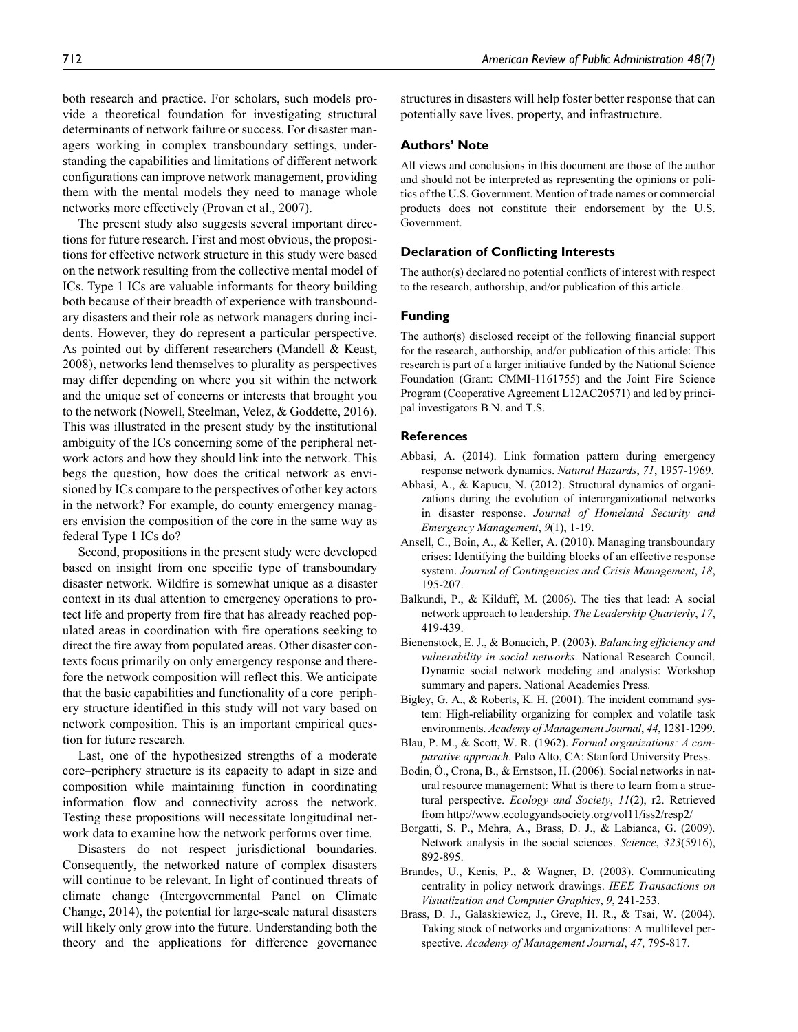both research and practice. For scholars, such models provide a theoretical foundation for investigating structural determinants of network failure or success. For disaster managers working in complex transboundary settings, understanding the capabilities and limitations of different network configurations can improve network management, providing them with the mental models they need to manage whole networks more effectively (Provan et al., 2007).

The present study also suggests several important directions for future research. First and most obvious, the propositions for effective network structure in this study were based on the network resulting from the collective mental model of ICs. Type 1 ICs are valuable informants for theory building both because of their breadth of experience with transboundary disasters and their role as network managers during incidents. However, they do represent a particular perspective. As pointed out by different researchers (Mandell & Keast, 2008), networks lend themselves to plurality as perspectives may differ depending on where you sit within the network and the unique set of concerns or interests that brought you to the network (Nowell, Steelman, Velez, & Goddette, 2016). This was illustrated in the present study by the institutional ambiguity of the ICs concerning some of the peripheral network actors and how they should link into the network. This begs the question, how does the critical network as envisioned by ICs compare to the perspectives of other key actors in the network? For example, do county emergency managers envision the composition of the core in the same way as federal Type 1 ICs do?

Second, propositions in the present study were developed based on insight from one specific type of transboundary disaster network. Wildfire is somewhat unique as a disaster context in its dual attention to emergency operations to protect life and property from fire that has already reached populated areas in coordination with fire operations seeking to direct the fire away from populated areas. Other disaster contexts focus primarily on only emergency response and therefore the network composition will reflect this. We anticipate that the basic capabilities and functionality of a core–periphery structure identified in this study will not vary based on network composition. This is an important empirical question for future research.

Last, one of the hypothesized strengths of a moderate core–periphery structure is its capacity to adapt in size and composition while maintaining function in coordinating information flow and connectivity across the network. Testing these propositions will necessitate longitudinal network data to examine how the network performs over time.

Disasters do not respect jurisdictional boundaries. Consequently, the networked nature of complex disasters will continue to be relevant. In light of continued threats of climate change (Intergovernmental Panel on Climate Change, 2014), the potential for large-scale natural disasters will likely only grow into the future. Understanding both the theory and the applications for difference governance structures in disasters will help foster better response that can potentially save lives, property, and infrastructure.

## Authors' Note

All views and conclusions in this document are those of the author and should not be interpreted as representing the opinions or politics of the U.S. Government. Mention of trade names or commercial products does not constitute their endorsement by the U.S. Government.

## Declaration of Conflicting Interests

The author(s) declared no potential conflicts of interest with respect to the research, authorship, and/or publication of this article.

## Funding

The author(s) disclosed receipt of the following financial support for the research, authorship, and/or publication of this article: This research is part of a larger initiative funded by the National Science Foundation (Grant: CMMI-1161755) and the Joint Fire Science Program (Cooperative Agreement L12AC20571) and led by principal investigators B.N. and T.S.

## References

Abbasi, A. (2014). Link formation pattern during emergency response network dynamics. *Natural Hazards*, *71*, 1957-1969.

Abbasi, A., & Kapucu, N. (2012). Structural dynamics of organizations during the evolution of interorganizational networks in disaster response. *Journal of Homeland Security and Emergency Management*, *9*(1), 1-19.

Ansell, C., Boin, A., & Keller, A. (2010). Managing transboundary crises: Identifying the building blocks of an effective response system. *Journal of Contingencies and Crisis Management*, *18*, 195-207.

Balkundi, P., & Kilduff, M. (2006). The ties that lead: A social network approach to leadership. *The Leadership Quarterly*, *17*, 419-439.

Bienenstock, E. J., & Bonacich, P. (2003). *Balancing efficiency and vulnerability in social networks*. National Research Council. Dynamic social network modeling and analysis: Workshop summary and papers. National Academies Press.

Bigley, G. A., & Roberts, K. H. (2001). The incident command system: High-reliability organizing for complex and volatile task environments. *Academy of Management Journal*, *44*, 1281-1299.

Blau, P. M., & Scott, W. R. (1962). *Formal organizations: A comparative approach*. Palo Alto, CA: Stanford University Press.

Bodin, Ö., Crona, B., & Ernstson, H. (2006). Social networks in natural resource management: What is there to learn from a structural perspective. *Ecology and Society*, *11*(2), r2. Retrieved from http://www.ecologyandsociety.org/vol11/iss2/resp2/

Borgatti, S. P., Mehra, A., Brass, D. J., & Labianca, G. (2009). Network analysis in the social sciences. *Science*, *323*(5916), 892-895.

Brandes, U., Kenis, P., & Wagner, D. (2003). Communicating centrality in policy network drawings. *IEEE Transactions on Visualization and Computer Graphics*, *9*, 241-253.

Brass, D. J., Galaskiewicz, J., Greve, H. R., & Tsai, W. (2004). Taking stock of networks and organizations: A multilevel perspective. *Academy of Management Journal*, *47*, 795-817.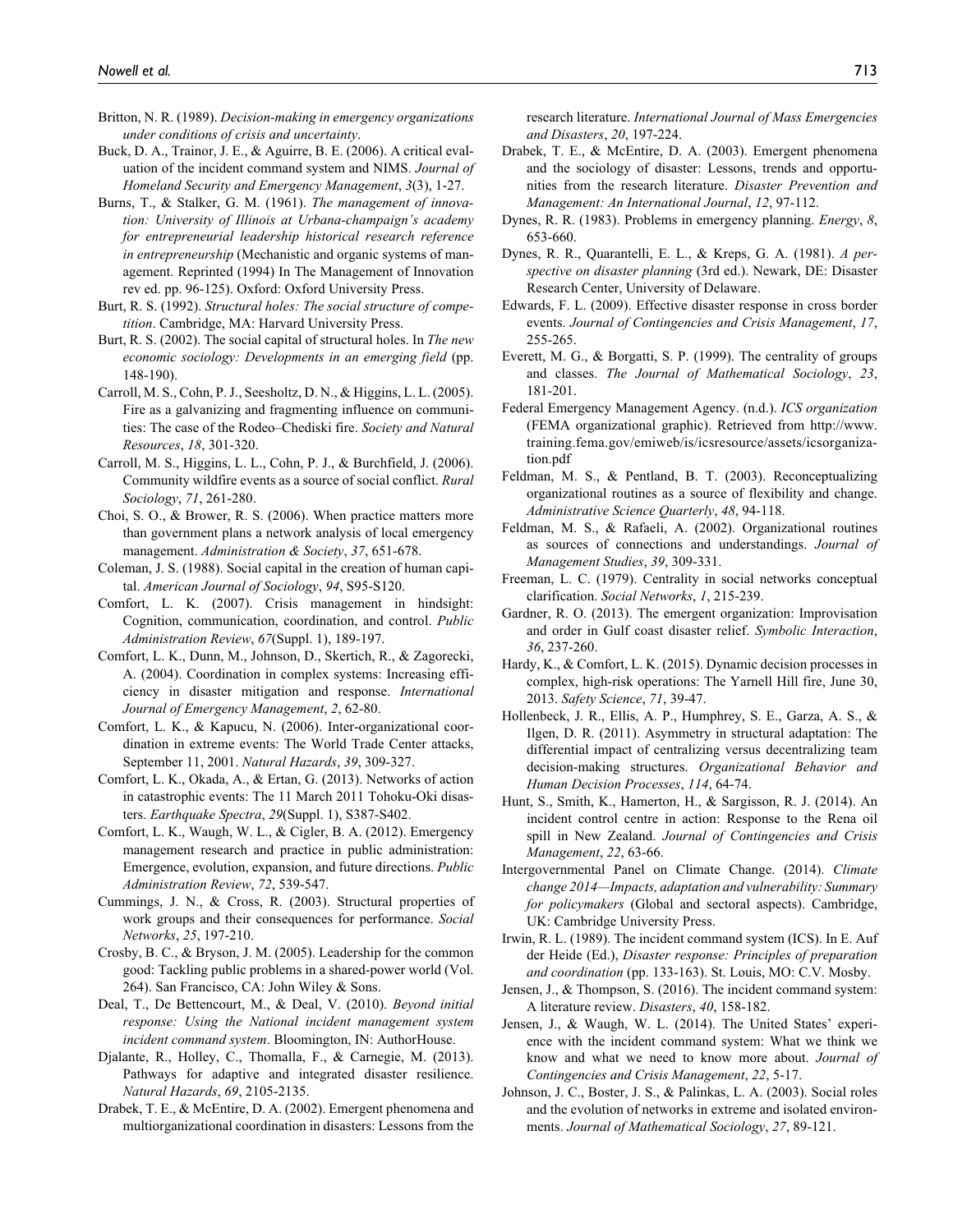Britton, N. R. (1989). *Decision-making in emergency organizations under conditions of crisis and uncertainty*.

Buck, D. A., Trainor, J. E., & Aguirre, B. E. (2006). A critical evaluation of the incident command system and NIMS. *Journal of Homeland Security and Emergency Management*, *3*(3), 1-27.

Burns, T., & Stalker, G. M. (1961). *The management of innovation: University of Illinois at Urbana-champaign's academy for entrepreneurial leadership historical research reference in entrepreneurship* (Mechanistic and organic systems of management. Reprinted (1994) In The Management of Innovation rev ed. pp. 96-125). Oxford: Oxford University Press.

Burt, R. S. (1992). *Structural holes: The social structure of competition*. Cambridge, MA: Harvard University Press.

Burt, R. S. (2002). The social capital of structural holes. In *The new economic sociology: Developments in an emerging field* (pp. 148-190).

Carroll, M. S., Cohn, P. J., Seesholtz, D. N., & Higgins, L. L. (2005). Fire as a galvanizing and fragmenting influence on communities: The case of the Rodeo–Chediski fire. *Society and Natural Resources*, *18*, 301-320.

Carroll, M. S., Higgins, L. L., Cohn, P. J., & Burchfield, J. (2006). Community wildfire events as a source of social conflict. *Rural Sociology*, *71*, 261-280.

Choi, S. O., & Brower, R. S. (2006). When practice matters more than government plans a network analysis of local emergency management. *Administration & Society*, *37*, 651-678.

Coleman, J. S. (1988). Social capital in the creation of human capital. *American Journal of Sociology*, *94*, S95-S120.

Comfort, L. K. (2007). Crisis management in hindsight: Cognition, communication, coordination, and control. *Public Administration Review*, *67*(Suppl. 1), 189-197.

Comfort, L. K., Dunn, M., Johnson, D., Skertich, R., & Zagorecki, A. (2004). Coordination in complex systems: Increasing efficiency in disaster mitigation and response. *International Journal of Emergency Management*, *2*, 62-80.

Comfort, L. K., & Kapucu, N. (2006). Inter-organizational coordination in extreme events: The World Trade Center attacks, September 11, 2001. *Natural Hazards*, *39*, 309-327.

Comfort, L. K., Okada, A., & Ertan, G. (2013). Networks of action in catastrophic events: The 11 March 2011 Tohoku-Oki disasters. *Earthquake Spectra*, *29*(Suppl. 1), S387-S402.

Comfort, L. K., Waugh, W. L., & Cigler, B. A. (2012). Emergency management research and practice in public administration: Emergence, evolution, expansion, and future directions. *Public Administration Review*, *72*, 539-547.

Cummings, J. N., & Cross, R. (2003). Structural properties of work groups and their consequences for performance. *Social Networks*, *25*, 197-210.

Crosby, B. C., & Bryson, J. M. (2005). Leadership for the common good: Tackling public problems in a shared-power world (Vol. 264). San Francisco, CA: John Wiley & Sons.

Deal, T., De Bettencourt, M., & Deal, V. (2010). *Beyond initial response: Using the National incident management system incident command system*. Bloomington, IN: AuthorHouse.

Djalante, R., Holley, C., Thomalla, F., & Carnegie, M. (2013). Pathways for adaptive and integrated disaster resilience. *Natural Hazards*, *69*, 2105-2135.

Drabek, T. E., & McEntire, D. A. (2002). Emergent phenomena and multiorganizational coordination in disasters: Lessons from the research literature. *International Journal of Mass Emergencies and Disasters*, *20*, 197-224.

Drabek, T. E., & McEntire, D. A. (2003). Emergent phenomena and the sociology of disaster: Lessons, trends and opportunities from the research literature. *Disaster Prevention and Management: An International Journal*, *12*, 97-112.

Dynes, R. R. (1983). Problems in emergency planning. *Energy*, *8*, 653-660.

Dynes, R. R., Quarantelli, E. L., & Kreps, G. A. (1981). *A perspective on disaster planning* (3rd ed.). Newark, DE: Disaster Research Center, University of Delaware.

Edwards, F. L. (2009). Effective disaster response in cross border events. *Journal of Contingencies and Crisis Management*, *17*, 255-265.

Everett, M. G., & Borgatti, S. P. (1999). The centrality of groups and classes. *The Journal of Mathematical Sociology*, *23*, 181-201.

Federal Emergency Management Agency. (n.d.). *ICS organization* (FEMA organizational graphic). Retrieved from http://www.training.fema.gov/emiweb/is/icsresource/assets/icsorganization.pdf

Feldman, M. S., & Pentland, B. T. (2003). Reconceptualizing organizational routines as a source of flexibility and change. *Administrative Science Quarterly*, *48*, 94-118.

Feldman, M. S., & Rafaeli, A. (2002). Organizational routines as sources of connections and understandings. *Journal of Management Studies*, *39*, 309-331.

Freeman, L. C. (1979). Centrality in social networks conceptual clarification. *Social Networks*, *1*, 215-239.

Gardner, R. O. (2013). The emergent organization: Improvisation and order in Gulf coast disaster relief. *Symbolic Interaction*, *36*, 237-260.

Hardy, K., & Comfort, L. K. (2015). Dynamic decision processes in complex, high-risk operations: The Yarnell Hill fire, June 30, 2013. *Safety Science*, *71*, 39-47.

Hollenbeck, J. R., Ellis, A. P., Humphrey, S. E., Garza, A. S., & Ilgen, D. R. (2011). Asymmetry in structural adaptation: The differential impact of centralizing versus decentralizing team decision-making structures. *Organizational Behavior and Human Decision Processes*, *114*, 64-74.

Hunt, S., Smith, K., Hamerton, H., & Sargisson, R. J. (2014). An incident control centre in action: Response to the Rena oil spill in New Zealand. *Journal of Contingencies and Crisis Management*, *22*, 63-66.

Intergovernmental Panel on Climate Change. (2014). *Climate change 2014—Impacts, adaptation and vulnerability: Summary for policymakers* (Global and sectoral aspects). Cambridge, UK: Cambridge University Press.

Irwin, R. L. (1989). The incident command system (ICS). In E. Auf der Heide (Ed.), *Disaster response: Principles of preparation and coordination* (pp. 133-163). St. Louis, MO: C.V. Mosby.

Jensen, J., & Thompson, S. (2016). The incident command system: A literature review. *Disasters*, *40*, 158-182.

Jensen, J., & Waugh, W. L. (2014). The United States' experience with the incident command system: What we think we know and what we need to know more about. *Journal of Contingencies and Crisis Management*, *22*, 5-17.

Johnson, J. C., Boster, J. S., & Palinkas, L. A. (2003). Social roles and the evolution of networks in extreme and isolated environments. *Journal of Mathematical Sociology*, *27*, 89-121.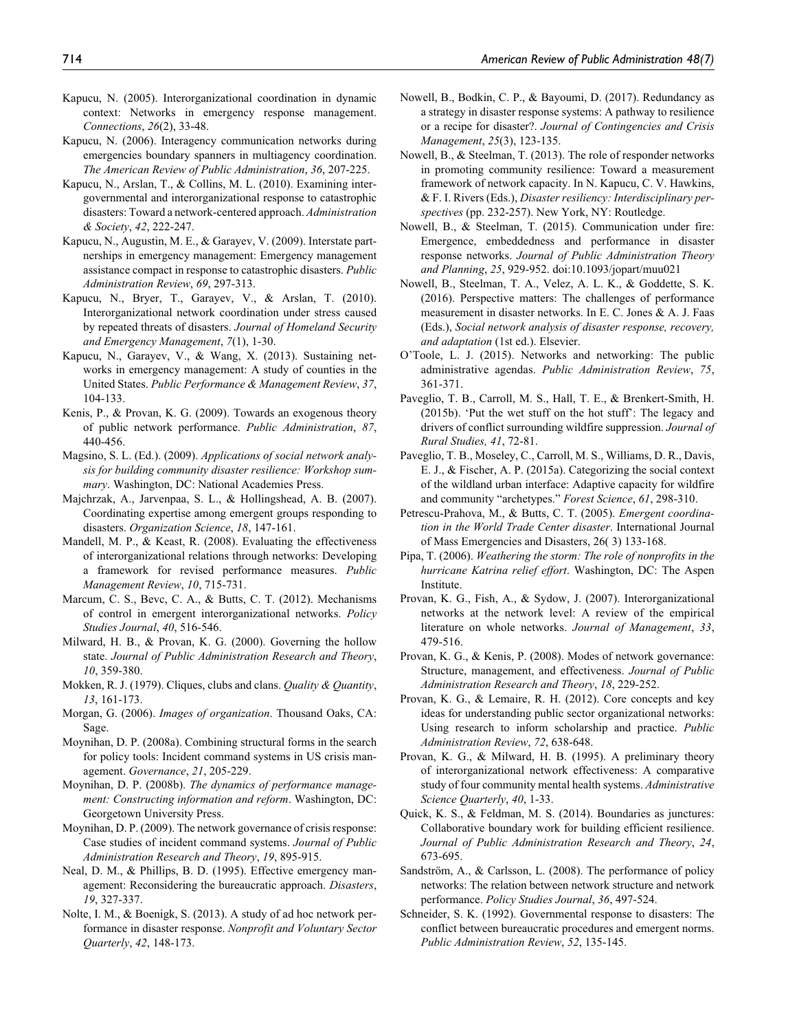Kapucu, N. (2005). Interorganizational coordination in dynamic context: Networks in emergency response management. *Connections*, *26*(2), 33-48.

Kapucu, N. (2006). Interagency communication networks during emergencies boundary spanners in multiagency coordination. *The American Review of Public Administration*, *36*, 207-225.

Kapucu, N., Arslan, T., & Collins, M. L. (2010). Examining intergovernmental and interorganizational response to catastrophic disasters: Toward a network-centered approach. *Administration & Society*, *42*, 222-247.

Kapucu, N., Augustin, M. E., & Garayev, V. (2009). Interstate partnerships in emergency management: Emergency management assistance compact in response to catastrophic disasters. *Public Administration Review*, *69*, 297-313.

Kapucu, N., Bryer, T., Garayev, V., & Arslan, T. (2010). Interorganizational network coordination under stress caused by repeated threats of disasters. *Journal of Homeland Security and Emergency Management*, *7*(1), 1-30.

Kapucu, N., Garayev, V., & Wang, X. (2013). Sustaining networks in emergency management: A study of counties in the United States. *Public Performance & Management Review*, *37*, 104-133.

Kenis, P., & Provan, K. G. (2009). Towards an exogenous theory of public network performance. *Public Administration*, *87*, 440-456.

Magsino, S. L. (Ed.). (2009). *Applications of social network analysis for building community disaster resilience: Workshop summary*. Washington, DC: National Academies Press.

Majchrzak, A., Jarvenpaa, S. L., & Hollingshead, A. B. (2007). Coordinating expertise among emergent groups responding to disasters. *Organization Science*, *18*, 147-161.

Mandell, M. P., & Keast, R. (2008). Evaluating the effectiveness of interorganizational relations through networks: Developing a framework for revised performance measures. *Public Management Review*, *10*, 715-731.

Marcum, C. S., Bevc, C. A., & Butts, C. T. (2012). Mechanisms of control in emergent interorganizational networks. *Policy Studies Journal*, *40*, 516-546.

Milward, H. B., & Provan, K. G. (2000). Governing the hollow state. *Journal of Public Administration Research and Theory*, *10*, 359-380.

Mokken, R. J. (1979). Cliques, clubs and clans. *Quality & Quantity*, *13*, 161-173.

Morgan, G. (2006). *Images of organization*. Thousand Oaks, CA: Sage.

Moynihan, D. P. (2008a). Combining structural forms in the search for policy tools: Incident command systems in US crisis management. *Governance*, *21*, 205-229.

Moynihan, D. P. (2008b). *The dynamics of performance management: Constructing information and reform*. Washington, DC: Georgetown University Press.

Moynihan, D. P. (2009). The network governance of crisis response: Case studies of incident command systems. *Journal of Public Administration Research and Theory*, *19*, 895-915.

Neal, D. M., & Phillips, B. D. (1995). Effective emergency management: Reconsidering the bureaucratic approach. *Disasters*, *19*, 327-337.

Nolte, I. M., & Boenigk, S. (2013). A study of ad hoc network performance in disaster response. *Nonprofit and Voluntary Sector Quarterly*, *42*, 148-173.

Nowell, B., Bodkin, C. P., & Bayoumi, D. (2017). Redundancy as a strategy in disaster response systems: A pathway to resilience or a recipe for disaster?. *Journal of Contingencies and Crisis Management*, *25*(3), 123-135.

Nowell, B., & Steelman, T. (2013). The role of responder networks in promoting community resilience: Toward a measurement framework of network capacity. In N. Kapucu, C. V. Hawkins, & F. I. Rivers (Eds.), *Disaster resiliency: Interdisciplinary perspectives* (pp. 232-257). New York, NY: Routledge.

Nowell, B., & Steelman, T. (2015). Communication under fire: Emergence, embeddedness and performance in disaster response networks. *Journal of Public Administration Theory and Planning*, *25*, 929-952. doi:10.1093/jopart/muu021

Nowell, B., Steelman, T. A., Velez, A. L. K., & Goddette, S. K. (2016). Perspective matters: The challenges of performance measurement in disaster networks. In E. C. Jones & A. J. Faas (Eds.), *Social network analysis of disaster response, recovery, and adaptation* (1st ed.). Elsevier.

O'Toole, L. J. (2015). Networks and networking: The public administrative agendas. *Public Administration Review*, *75*, 361-371.

Paveglio, T. B., Carroll, M. S., Hall, T. E., & Brenkert-Smith, H. (2015b). 'Put the wet stuff on the hot stuff': The legacy and drivers of conflict surrounding wildfire suppression. *Journal of Rural Studies, 41*, 72-81.

Paveglio, T. B., Moseley, C., Carroll, M. S., Williams, D. R., Davis, E. J., & Fischer, A. P. (2015a). Categorizing the social context of the wildland urban interface: Adaptive capacity for wildfire and community "archetypes." *Forest Science*, *61*, 298-310.

Petrescu-Prahova, M., & Butts, C. T. (2005). *Emergent coordination in the World Trade Center disaster*. International Journal of Mass Emergencies and Disasters, 26( 3) 133-168.

Pipa, T. (2006). *Weathering the storm: The role of nonprofits in the hurricane Katrina relief effort*. Washington, DC: The Aspen Institute.

Provan, K. G., Fish, A., & Sydow, J. (2007). Interorganizational networks at the network level: A review of the empirical literature on whole networks. *Journal of Management*, *33*, 479-516.

Provan, K. G., & Kenis, P. (2008). Modes of network governance: Structure, management, and effectiveness. *Journal of Public Administration Research and Theory*, *18*, 229-252.

Provan, K. G., & Lemaire, R. H. (2012). Core concepts and key ideas for understanding public sector organizational networks: Using research to inform scholarship and practice. *Public Administration Review*, *72*, 638-648.

Provan, K. G., & Milward, H. B. (1995). A preliminary theory of interorganizational network effectiveness: A comparative study of four community mental health systems. *Administrative Science Quarterly*, *40*, 1-33.

Quick, K. S., & Feldman, M. S. (2014). Boundaries as junctures: Collaborative boundary work for building efficient resilience. *Journal of Public Administration Research and Theory*, *24*, 673-695.

Sandström, A., & Carlsson, L. (2008). The performance of policy networks: The relation between network structure and network performance. *Policy Studies Journal*, *36*, 497-524.

Schneider, S. K. (1992). Governmental response to disasters: The conflict between bureaucratic procedures and emergent norms. *Public Administration Review*, *52*, 135-145.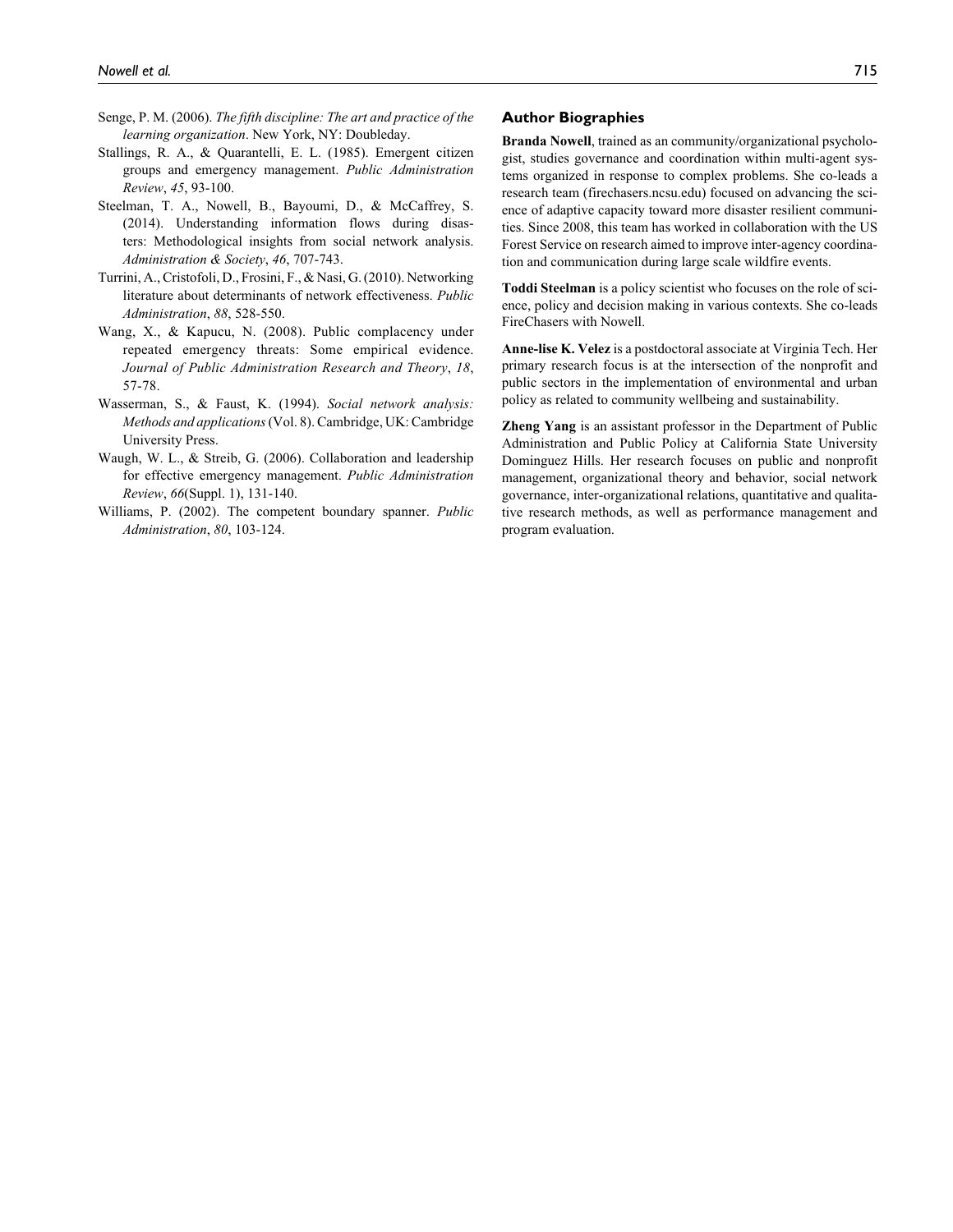Senge, P. M. (2006). *The fifth discipline: The art and practice of the learning organization*. New York, NY: Doubleday.

Stallings, R. A., & Quarantelli, E. L. (1985). Emergent citizen groups and emergency management. *Public Administration Review*, *45*, 93-100.

Steelman, T. A., Nowell, B., Bayoumi, D., & McCaffrey, S. (2014). Understanding information flows during disasters: Methodological insights from social network analysis. *Administration & Society*, *46*, 707-743.

Turrini, A., Cristofoli, D., Frosini, F., & Nasi, G. (2010). Networking literature about determinants of network effectiveness. *Public Administration*, *88*, 528-550.

Wang, X., & Kapucu, N. (2008). Public complacency under repeated emergency threats: Some empirical evidence. *Journal of Public Administration Research and Theory*, *18*, 57-78.

Wasserman, S., & Faust, K. (1994). *Social network analysis: Methods and applications* (Vol. 8). Cambridge, UK: Cambridge University Press.

Waugh, W. L., & Streib, G. (2006). Collaboration and leadership for effective emergency management. *Public Administration Review*, *66*(Suppl. 1), 131-140.

Williams, P. (2002). The competent boundary spanner. *Public Administration*, *80*, 103-124.

## Author Biographies

**Branda Nowell**, trained as an community/organizational psychologist, studies governance and coordination within multi-agent systems organized in response to complex problems. She co-leads a research team (firechasers.ncsu.edu) focused on advancing the science of adaptive capacity toward more disaster resilient communities. Since 2008, this team has worked in collaboration with the US Forest Service on research aimed to improve inter-agency coordination and communication during large scale wildfire events.

**Toddi Steelman** is a policy scientist who focuses on the role of science, policy and decision making in various contexts. She co-leads FireChasers with Nowell.

**Anne-lise K. Velez** is a postdoctoral associate at Virginia Tech. Her primary research focus is at the intersection of the nonprofit and public sectors in the implementation of environmental and urban policy as related to community wellbeing and sustainability.

**Zheng Yang** is an assistant professor in the Department of Public Administration and Public Policy at California State University Dominguez Hills. Her research focuses on public and nonprofit management, organizational theory and behavior, social network governance, inter-organizational relations, quantitative and qualitative research methods, as well as performance management and program evaluation.